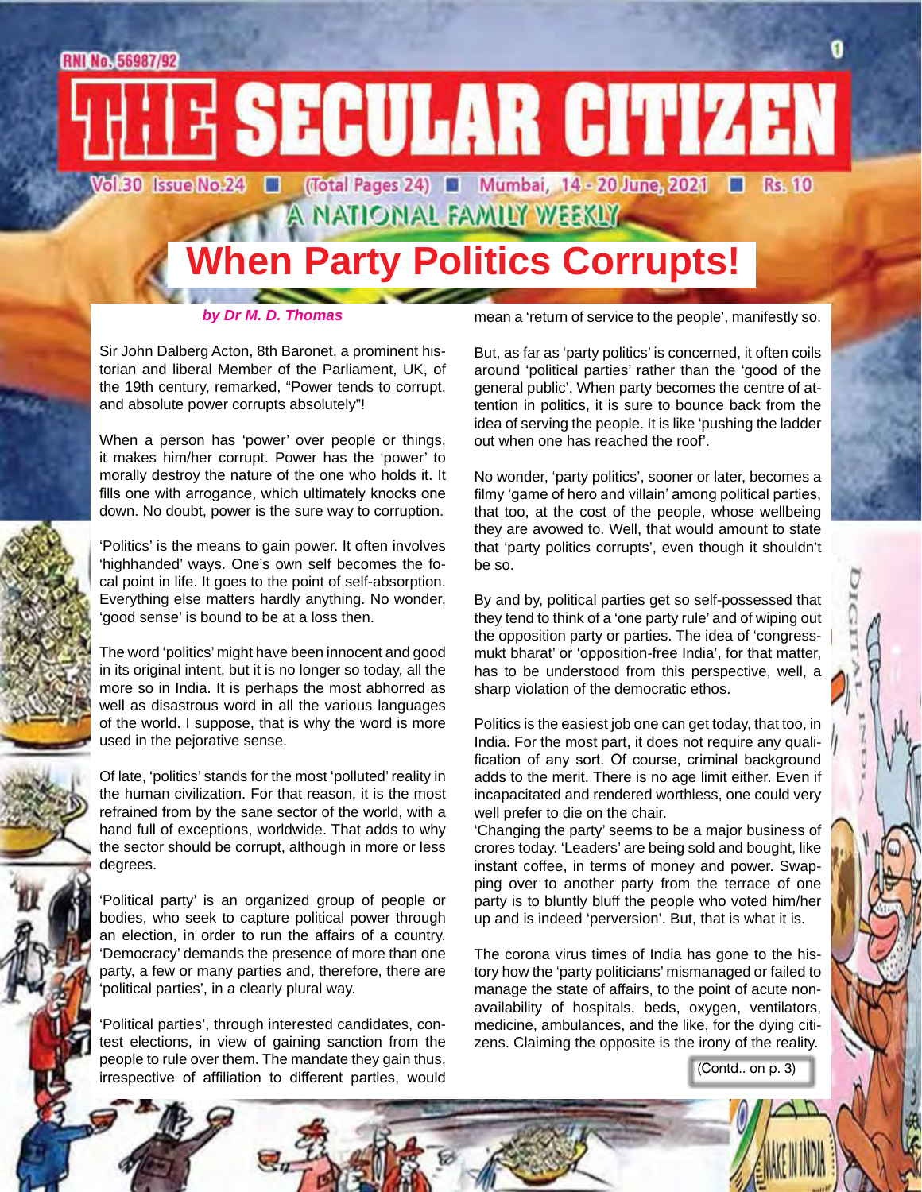RNI No. 56987/92

# THE SECULAR CITIZEN

Vol.30 Issue No.24 ■ (Total Pages 24) ■ Mumbai, 14 - 20 June, 2021 ■ Rs. 10

A NATIONAL FAMILY WEEKLY

# When Party Politics Corrupts!

*by Dr M. D. Thomas*

Sir John Dalberg Acton, 8th Baronet, a prominent historian and liberal Member of the Parliament, UK, of the 19th century, remarked, "Power tends to corrupt, and absolute power corrupts absolutely"!

When a person has 'power' over people or things, it makes him/her corrupt. Power has the 'power' to morally destroy the nature of the one who holds it. It fills one with arrogance, which ultimately knocks one down. No doubt, power is the sure way to corruption.

'Politics' is the means to gain power. It often involves 'highhanded' ways. One's own self becomes the focal point in life. It goes to the point of self-absorption. Everything else matters hardly anything. No wonder, 'good sense' is bound to be at a loss then.

The word 'politics' might have been innocent and good in its original intent, but it is no longer so today, all the more so in India. It is perhaps the most abhorred as well as disastrous word in all the various languages of the world. I suppose, that is why the word is more used in the pejorative sense.

Of late, 'politics' stands for the most 'polluted' reality in the human civilization. For that reason, it is the most refrained from by the sane sector of the world, with a hand full of exceptions, worldwide. That adds to why the sector should be corrupt, although in more or less degrees.

'Political party' is an organized group of people or bodies, who seek to capture political power through an election, in order to run the affairs of a country. 'Democracy' demands the presence of more than one party, a few or many parties and, therefore, there are 'political parties', in a clearly plural way.

'Political parties', through interested candidates, contest elections, in view of gaining sanction from the people to rule over them. The mandate they gain thus, irrespective of affiliation to different parties, would mean a 'return of service to the people', manifestly so.

But, as far as 'party politics' is concerned, it often coils around 'political parties' rather than the 'good of the general public'. When party becomes the centre of attention in politics, it is sure to bounce back from the idea of serving the people. It is like 'pushing the ladder out when one has reached the roof'.

No wonder, 'party politics', sooner or later, becomes a filmy 'game of hero and villain' among political parties, that too, at the cost of the people, whose wellbeing they are avowed to. Well, that would amount to state that 'party politics corrupts', even though it shouldn't be so.

By and by, political parties get so self-possessed that they tend to think of a 'one party rule' and of wiping out the opposition party or parties. The idea of 'congress-mukt bharat' or 'opposition-free India', for that matter, has to be understood from this perspective, well, a sharp violation of the democratic ethos.

Politics is the easiest job one can get today, that too, in India. For the most part, it does not require any qualification of any sort. Of course, criminal background adds to the merit. There is no age limit either. Even if incapacitated and rendered worthless, one could very well prefer to die on the chair.

'Changing the party' seems to be a major business of crores today. 'Leaders' are being sold and bought, like instant coffee, in terms of money and power. Swapping over to another party from the terrace of one party is to bluntly bluff the people who voted him/her up and is indeed 'perversion'. But, that is what it is.

The corona virus times of India has gone to the history how the 'party politicians' mismanaged or failed to manage the state of affairs, to the point of acute non-availability of hospitals, beds, oxygen, ventilators, medicine, ambulances, and the like, for the dying citizens. Claiming the opposite is the irony of the reality.

(Contd.. on p. 3)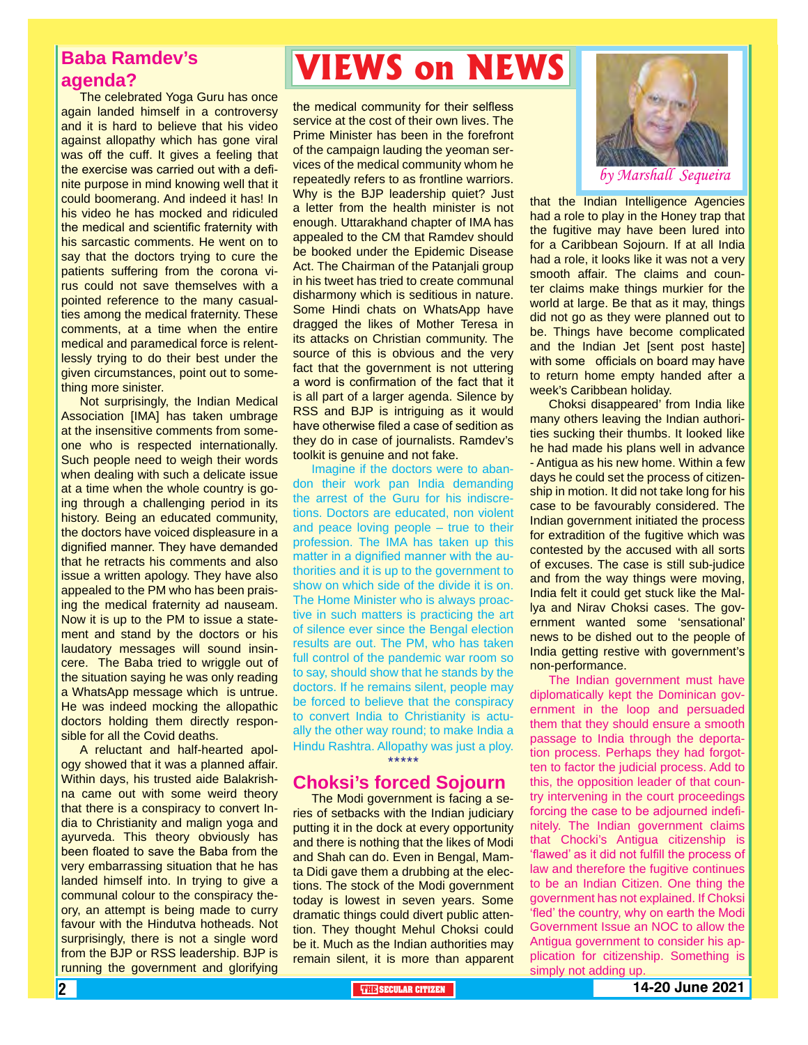# VIEWS on NEWS

*by Marshall Sequeira*

## Baba Ramdev's agenda?

The celebrated Yoga Guru has once again landed himself in a controversy and it is hard to believe that his video against allopathy which has gone viral was off the cuff. It gives a feeling that the exercise was carried out with a definite purpose in mind knowing well that it could boomerang. And indeed it has! In his video he has mocked and ridiculed the medical and scientific fraternity with his sarcastic comments. He went on to say that the doctors trying to cure the patients suffering from the corona virus could not save themselves with a pointed reference to the many casualties among the medical fraternity. These comments, at a time when the entire medical and paramedical force is relentlessly trying to do their best under the given circumstances, point out to something more sinister.

Not surprisingly, the Indian Medical Association [IMA] has taken umbrage at the insensitive comments from someone who is respected internationally. Such people need to weigh their words when dealing with such a delicate issue at a time when the whole country is going through a challenging period in its history. Being an educated community, the doctors have voiced displeasure in a dignified manner. They have demanded that he retracts his comments and also issue a written apology. They have also appealed to the PM who has been praising the medical fraternity ad nauseam. Now it is up to the PM to issue a statement and stand by the doctors or his laudatory messages will sound insincere. The Baba tried to wriggle out of the situation saying he was only reading a WhatsApp message which is untrue. He was indeed mocking the allopathic doctors holding them directly responsible for all the Covid deaths.

A reluctant and half-hearted apology showed that it was a planned affair. Within days, his trusted aide Balakrishna came out with some weird theory that there is a conspiracy to convert India to Christianity and malign yoga and ayurveda. This theory obviously has been floated to save the Baba from the very embarrassing situation that he has landed himself into. In trying to give a communal colour to the conspiracy theory, an attempt is being made to curry favour with the Hindutva hotheads. Not surprisingly, there is not a single word from the BJP or RSS leadership. BJP is running the government and glorifying the medical community for their selfless service at the cost of their own lives. The Prime Minister has been in the forefront of the campaign lauding the yeoman services of the medical community whom he repeatedly refers to as frontline warriors. Why is the BJP leadership quiet? Just a letter from the health minister is not enough. Uttarakhand chapter of IMA has appealed to the CM that Ramdev should be booked under the Epidemic Disease Act. The Chairman of the Patanjali group in his tweet has tried to create communal disharmony which is seditious in nature. Some Hindi chats on WhatsApp have dragged the likes of Mother Teresa in its attacks on Christian community. The source of this is obvious and the very fact that the government is not uttering a word is confirmation of the fact that it is all part of a larger agenda. Silence by RSS and BJP is intriguing as it would have otherwise filed a case of sedition as they do in case of journalists. Ramdev's toolkit is genuine and not fake.

Imagine if the doctors were to abandon their work pan India demanding the arrest of the Guru for his indiscretions. Doctors are educated, non violent and peace loving people – true to their profession. The IMA has taken up this matter in a dignified manner with the authorities and it is up to the government to show on which side of the divide it is on. The Home Minister who is always proactive in such matters is practicing the art of silence ever since the Bengal election results are out. The PM, who has taken full control of the pandemic war room so to say, should show that he stands by the doctors. If he remains silent, people may be forced to believe that the conspiracy to convert India to Christianity is actually the other way round; to make India a Hindu Rashtra. Allopathy was just a ploy.

*****

## Choksi's forced Sojourn

The Modi government is facing a series of setbacks with the Indian judiciary putting it in the dock at every opportunity and there is nothing that the likes of Modi and Shah can do. Even in Bengal, Mamta Didi gave them a drubbing at the elections. The stock of the Modi government today is lowest in seven years. Some dramatic things could divert public attention. They thought Mehul Choksi could be it. Much as the Indian authorities may remain silent, it is more than apparent that the Indian Intelligence Agencies had a role to play in the Honey trap that the fugitive may have been lured into for a Caribbean Sojourn. If at all India had a role, it looks like it was not a very smooth affair. The claims and counter claims make things murkier for the world at large. Be that as it may, things did not go as they were planned out to be. Things have become complicated and the Indian Jet [sent post haste] with some officials on board may have to return home empty handed after a week's Caribbean holiday.

Choksi disappeared' from India like many others leaving the Indian authorities sucking their thumbs. It looked like he had made his plans well in advance - Antigua as his new home. Within a few days he could set the process of citizenship in motion. It did not take long for his case to be favourably considered. The Indian government initiated the process for extradition of the fugitive which was contested by the accused with all sorts of excuses. The case is still sub-judice and from the way things were moving, India felt it could get stuck like the Mallya and Nirav Choksi cases. The government wanted some 'sensational' news to be dished out to the people of India getting restive with government's non-performance.

The Indian government must have diplomatically kept the Dominican government in the loop and persuaded them that they should ensure a smooth passage to India through the deportation process. Perhaps they had forgotten to factor the judicial process. Add to this, the opposition leader of that country intervening in the court proceedings forcing the case to be adjourned indefinitely. The Indian government claims that Chocki's Antigua citizenship is 'flawed' as it did not fulfill the process of law and therefore the fugitive continues to be an Indian Citizen. One thing the government has not explained. If Choksi 'fled' the country, why on earth the Modi Government Issue an NOC to allow the Antigua government to consider his application for citizenship. Something is simply not adding up.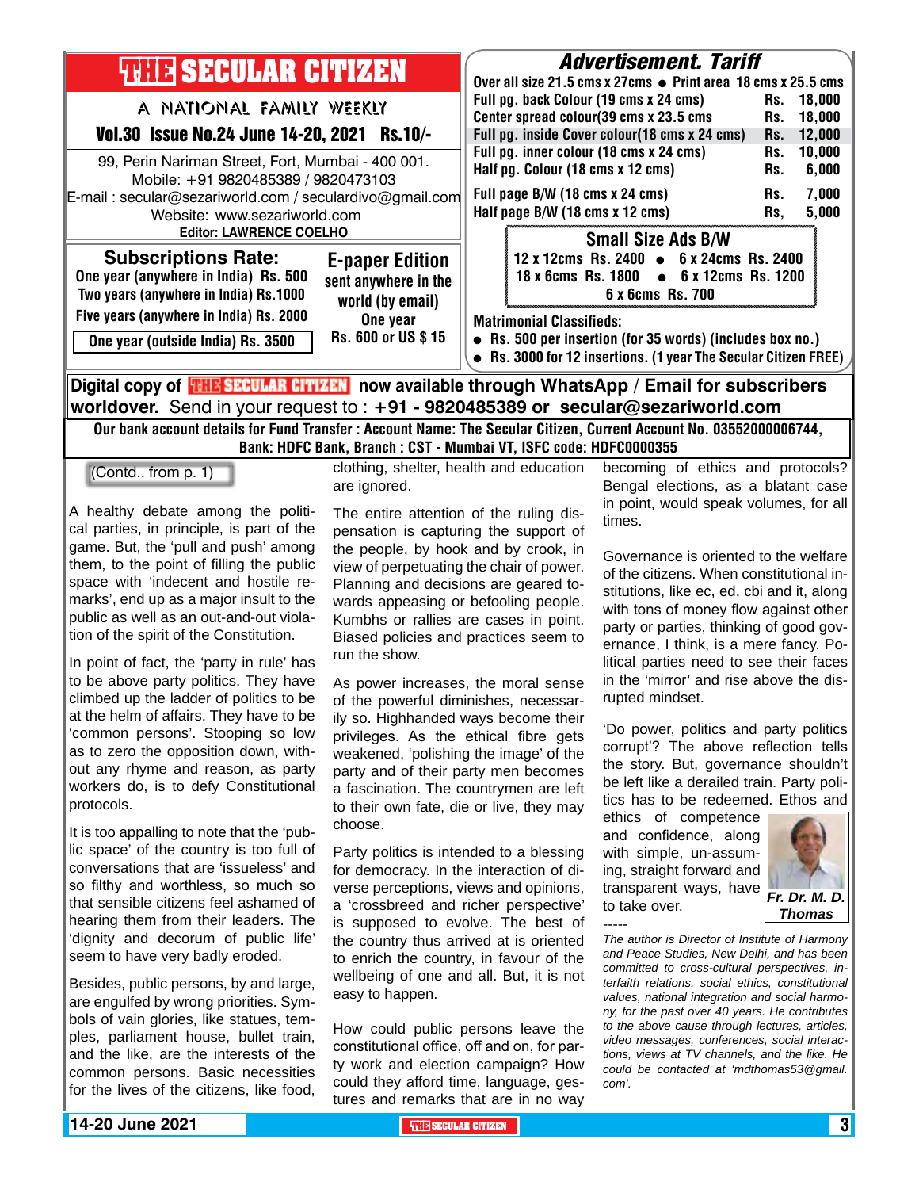# THE SECULAR CITIZEN

A NATIONAL FAMILY WEEKLY

**Vol.30 Issue No.24 June 14-20, 2021 Rs.10/-**

99, Perin Nariman Street, Fort, Mumbai - 400 001.
Mobile: +91 9820485389 / 9820473103
E-mail : secular@sezariworld.com / seculardivo@gmail.com
Website: www.sezariworld.com
**Editor: LAWRENCE COELHO**

## Subscriptions Rate:

**One year (anywhere in India) Rs. 500**
**Two years (anywhere in India) Rs.1000**
**Five years (anywhere in India) Rs. 2000**
**One year (outside India) Rs. 3500**

## E-paper Edition

**sent anywhere in the world (by email)**
**One year**
**Rs. 600 or US $ 15**

## Advertisement. Tariff

**Over all size 21.5 cms x 27cms • Print area 18 cms x 25.5 cms**

| | | |
|---|---|---|
| Full pg. back Colour (19 cms x 24 cms) | Rs. | 18,000 |
| Center spread colour(39 cms x 23.5 cms | Rs. | 18,000 |
| Full pg. inside Cover colour(18 cms x 24 cms) | Rs. | 12,000 |
| Full pg. inner colour (18 cms x 24 cms) | Rs. | 10,000 |
| Half pg. Colour (18 cms x 12 cms) | Rs. | 6,000 |
| Full page B/W (18 cms x 24 cms) | Rs. | 7,000 |
| Half page B/W (18 cms x 12 cms) | Rs, | 5,000 |

### Small Size Ads B/W

**12 x 12cms Rs. 2400 • 6 x 24cms Rs. 2400**
**18 x 6cms Rs. 1800 • 6 x 12cms Rs. 1200**
**6 x 6cms Rs. 700**

**Matrimonial Classifieds:**

- **Rs. 500 per insertion (for 35 words) (includes box no.)**
- **Rs. 3000 for 12 insertions. (1 year The Secular Citizen FREE)**

**Digital copy of THE SECULAR CITIZEN now available through WhatsApp / Email for subscribers worldover.** Send in your request to : **+91 - 9820485389 or secular@sezariworld.com**

**Our bank account details for Fund Transfer : Account Name: The Secular Citizen, Current Account No. 03552000006744, Bank: HDFC Bank, Branch : CST - Mumbai VT, ISFC code: HDFC0000355**

---

(Contd.. from p. 1)

A healthy debate among the political parties, in principle, is part of the game. But, the 'pull and push' among them, to the point of filling the public space with 'indecent and hostile remarks', end up as a major insult to the public as well as an out-and-out violation of the spirit of the Constitution.

In point of fact, the 'party in rule' has to be above party politics. They have climbed up the ladder of politics to be at the helm of affairs. They have to be 'common persons'. Stooping so low as to zero the opposition down, without any rhyme and reason, as party workers do, is to defy Constitutional protocols.

It is too appalling to note that the 'public space' of the country is too full of conversations that are 'issueless' and so filthy and worthless, so much so that sensible citizens feel ashamed of hearing them from their leaders. The 'dignity and decorum of public life' seem to have very badly eroded.

Besides, public persons, by and large, are engulfed by wrong priorities. Symbols of vain glories, like statues, temples, parliament house, bullet train, and the like, are the interests of the common persons. Basic necessities for the lives of the citizens, like food, clothing, shelter, health and education are ignored.

The entire attention of the ruling dispensation is capturing the support of the people, by hook and by crook, in view of perpetuating the chair of power. Planning and decisions are geared towards appeasing or befooling people. Kumbhs or rallies are cases in point. Biased policies and practices seem to run the show.

As power increases, the moral sense of the powerful diminishes, necessarily so. Highhanded ways become their privileges. As the ethical fibre gets weakened, 'polishing the image' of the party and of their party men becomes a fascination. The countrymen are left to their own fate, die or live, they may choose.

Party politics is intended to a blessing for democracy. In the interaction of diverse perceptions, views and opinions, a 'crossbreed and richer perspective' is supposed to evolve. The best of the country thus arrived at is oriented to enrich the country, in favour of the wellbeing of one and all. But, it is not easy to happen.

How could public persons leave the constitutional office, off and on, for party work and election campaign? How could they afford time, language, gestures and remarks that are in no way becoming of ethics and protocols? Bengal elections, as a blatant case in point, would speak volumes, for all times.

Governance is oriented to the welfare of the citizens. When constitutional institutions, like ec, ed, cbi and it, along with tons of money flow against other party or parties, thinking of good governance, I think, is a mere fancy. Political parties need to see their faces in the 'mirror' and rise above the disrupted mindset.

'Do power, politics and party politics corrupt'? The above reflection tells the story. But, governance shouldn't be left like a derailed train. Party politics has to be redeemed. Ethos and ethics of competence and confidence, along with simple, un-assuming, straight forward and transparent ways, have to take over.

*Fr. Dr. M. D. Thomas*

-----

*The author is Director of Institute of Harmony and Peace Studies, New Delhi, and has been committed to cross-cultural perspectives, interfaith relations, social ethics, constitutional values, national integration and social harmony, for the past over 40 years. He contributes to the above cause through lectures, articles, video messages, conferences, social interactions, views at TV channels, and the like. He could be contacted at 'mdthomas53@gmail.com'.*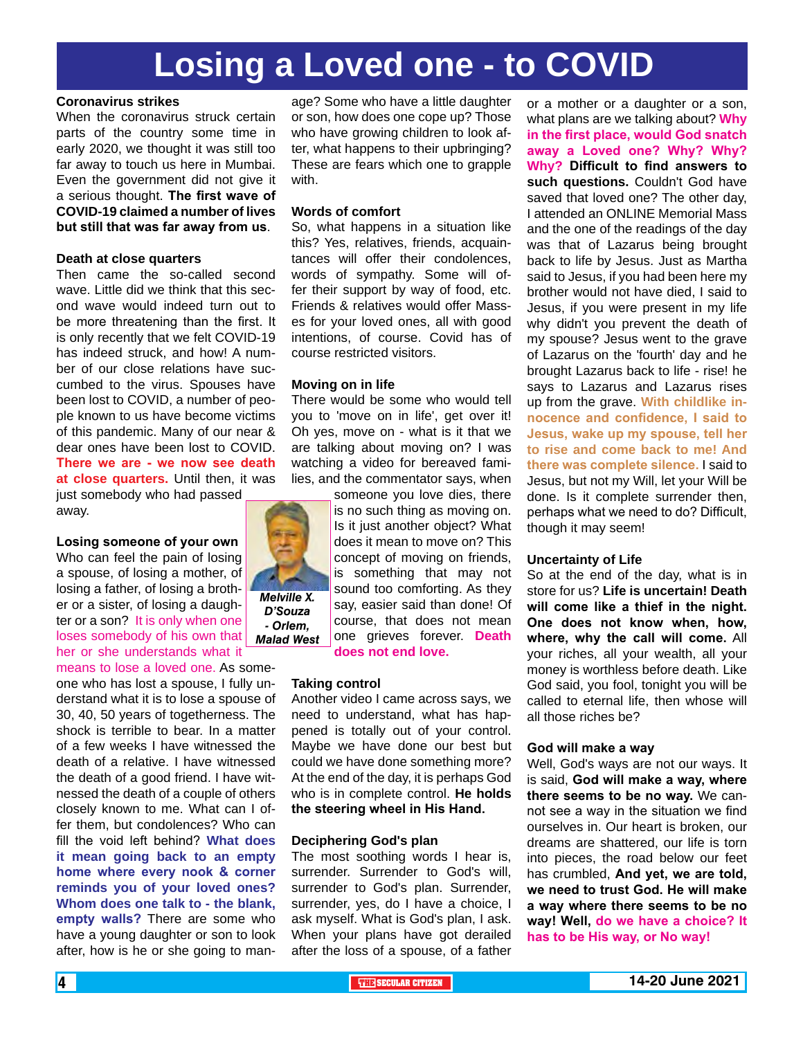# Losing a Loved one - to COVID

### Coronavirus strikes

When the coronavirus struck certain parts of the country some time in early 2020, we thought it was still too far away to touch us here in Mumbai. Even the government did not give it a serious thought. **The first wave of COVID-19 claimed a number of lives but still that was far away from us**.

### Death at close quarters

Then came the so-called second wave. Little did we think that this second wave would indeed turn out to be more threatening than the first. It is only recently that we felt COVID-19 has indeed struck, and how! A number of our close relations have succumbed to the virus. Spouses have been lost to COVID, a number of people known to us have become victims of this pandemic. Many of our near & dear ones have been lost to COVID. **There we are - we now see death at close quarters.** Until then, it was just somebody who had passed away.

### Losing someone of your own

Who can feel the pain of losing a spouse, of losing a mother, of losing a father, of losing a brother or a sister, of losing a daughter or a son? It is only when one loses somebody of his own that her or she understands what it means to lose a loved one. As someone who has lost a spouse, I fully understand what it is to lose a spouse of 30, 40, 50 years of togetherness. The shock is terrible to bear. In a matter of a few weeks I have witnessed the death of a relative. I have witnessed the death of a good friend. I have witnessed the death of a couple of others closely known to me. What can I offer them, but condolences? Who can fill the void left behind? **What does it mean going back to an empty home where every nook & corner reminds you of your loved ones? Whom does one talk to - the blank, empty walls?** There are some who have a young daughter or son to look after, how is he or she going to manage? Some who have a little daughter or son, how does one cope up? Those who have growing children to look after, what happens to their upbringing? These are fears which one to grapple with.

### Words of comfort

So, what happens in a situation like this? Yes, relatives, friends, acquaintances will offer their condolences, words of sympathy. Some will offer their support by way of food, etc. Friends & relatives would offer Masses for your loved ones, all with good intentions, of course. Covid has of course restricted visitors.

### Moving on in life

There would be some who would tell you to 'move on in life', get over it! Oh yes, move on - what is it that we are talking about moving on? I was watching a video for bereaved families, and the commentator says, when someone you love dies, there is no such thing as moving on. Is it just another object? What does it mean to move on? This concept of moving on friends, is something that may not sound too comforting. As they say, easier said than done! Of course, that does not mean one grieves forever. **Death does not end love.**

*Melville X. D'Souza - Orlem, Malad West*

### Taking control

Another video I came across says, we need to understand, what has happened is totally out of your control. Maybe we have done our best but could we have done something more? At the end of the day, it is perhaps God who is in complete control. **He holds the steering wheel in His Hand.**

### Deciphering God's plan

The most soothing words I hear is, surrender. Surrender to God's will, surrender to God's plan. Surrender, surrender, yes, do I have a choice, I ask myself. What is God's plan, I ask. When your plans have got derailed after the loss of a spouse, of a father or a mother or a daughter or a son, what plans are we talking about? **Why in the first place, would God snatch away a Loved one? Why? Why? Why? Difficult to find answers to such questions.** Couldn't God have saved that loved one? The other day, I attended an ONLINE Memorial Mass and the one of the readings of the day was that of Lazarus being brought back to life by Jesus. Just as Martha said to Jesus, if you had been here my brother would not have died, I said to Jesus, if you were present in my life why didn't you prevent the death of my spouse? Jesus went to the grave of Lazarus on the 'fourth' day and he brought Lazarus back to life - rise! he says to Lazarus and Lazarus rises up from the grave. **With childlike innocence and confidence, I said to Jesus, wake up my spouse, tell her to rise and come back to me! And there was complete silence.** I said to Jesus, but not my Will, let your Will be done. Is it complete surrender then, perhaps what we need to do? Difficult, though it may seem!

### Uncertainty of Life

So at the end of the day, what is in store for us? **Life is uncertain! Death will come like a thief in the night. One does not know when, how, where, why the call will come.** All your riches, all your wealth, all your money is worthless before death. Like God said, you fool, tonight you will be called to eternal life, then whose will all those riches be?

### God will make a way

Well, God's ways are not our ways. It is said, **God will make a way, where there seems to be no way.** We cannot see a way in the situation we find ourselves in. Our heart is broken, our dreams are shattered, our life is torn into pieces, the road below our feet has crumbled, **And yet, we are told, we need to trust God. He will make a way where there seems to be no way! Well, do we have a choice? It has to be His way, or No way!**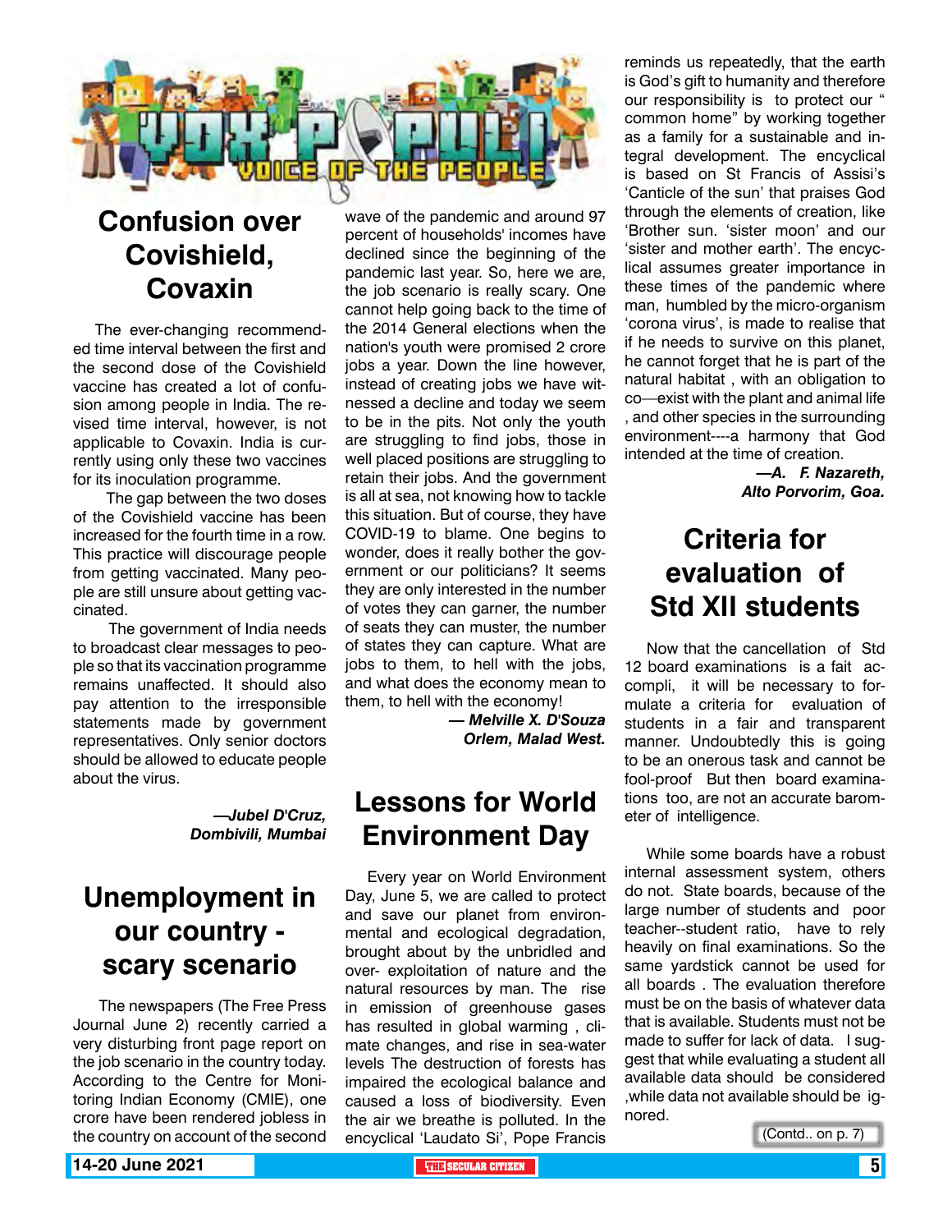# VOX POPULI

## VOICE OF THE PEOPLE

## Confusion over Covishield, Covaxin

The ever-changing recommended time interval between the first and the second dose of the Covishield vaccine has created a lot of confusion among people in India. The revised time interval, however, is not applicable to Covaxin. India is currently using only these two vaccines for its inoculation programme.

The gap between the two doses of the Covishield vaccine has been increased for the fourth time in a row. This practice will discourage people from getting vaccinated. Many people are still unsure about getting vaccinated.

The government of India needs to broadcast clear messages to people so that its vaccination programme remains unaffected. It should also pay attention to the irresponsible statements made by government representatives. Only senior doctors should be allowed to educate people about the virus.

***—Jubel D'Cruz, Dombivili, Mumbai***

## Unemployment in our country - scary scenario

The newspapers (The Free Press Journal June 2) recently carried a very disturbing front page report on the job scenario in the country today. According to the Centre for Monitoring Indian Economy (CMIE), one crore have been rendered jobless in the country on account of the second wave of the pandemic and around 97 percent of households' incomes have declined since the beginning of the pandemic last year. So, here we are, the job scenario is really scary. One cannot help going back to the time of the 2014 General elections when the nation's youth were promised 2 crore jobs a year. Down the line however, instead of creating jobs we have witnessed a decline and today we seem to be in the pits. Not only the youth are struggling to find jobs, those in well placed positions are struggling to retain their jobs. And the government is all at sea, not knowing how to tackle this situation. But of course, they have COVID-19 to blame. One begins to wonder, does it really bother the government or our politicians? It seems they are only interested in the number of votes they can garner, the number of seats they can muster, the number of states they can capture. What are jobs to them, to hell with the jobs, and what does the economy mean to them, to hell with the economy!

***— Melville X. D'Souza Orlem, Malad West.***

## Lessons for World Environment Day

Every year on World Environment Day, June 5, we are called to protect and save our planet from environmental and ecological degradation, brought about by the unbridled and over- exploitation of nature and the natural resources by man. The rise in emission of greenhouse gases has resulted in global warming , climate changes, and rise in sea-water levels The destruction of forests has impaired the ecological balance and caused a loss of biodiversity. Even the air we breathe is polluted. In the encyclical 'Laudato Si', Pope Francis reminds us repeatedly, that the earth is God's gift to humanity and therefore our responsibility is to protect our " common home" by working together as a family for a sustainable and integral development. The encyclical is based on St Francis of Assisi's 'Canticle of the sun' that praises God through the elements of creation, like 'Brother sun. 'sister moon' and our 'sister and mother earth'. The encyclical assumes greater importance in these times of the pandemic where man, humbled by the micro-organism 'corona virus', is made to realise that if he needs to survive on this planet, he cannot forget that he is part of the natural habitat , with an obligation to co—exist with the plant and animal life , and other species in the surrounding environment----a harmony that God intended at the time of creation.

***—A. F. Nazareth, Alto Porvorim, Goa.***

## Criteria for evaluation of Std XII students

Now that the cancellation of Std 12 board examinations is a fait accompli, it will be necessary to formulate a criteria for evaluation of students in a fair and transparent manner. Undoubtedly this is going to be an onerous task and cannot be fool-proof But then board examinations too, are not an accurate barometer of intelligence.

While some boards have a robust internal assessment system, others do not. State boards, because of the large number of students and poor teacher--student ratio, have to rely heavily on final examinations. So the same yardstick cannot be used for all boards . The evaluation therefore must be on the basis of whatever data that is available. Students must not be made to suffer for lack of data. I suggest that while evaluating a student all available data should be considered ,while data not available should be ignored.

(Contd.. on p. 7)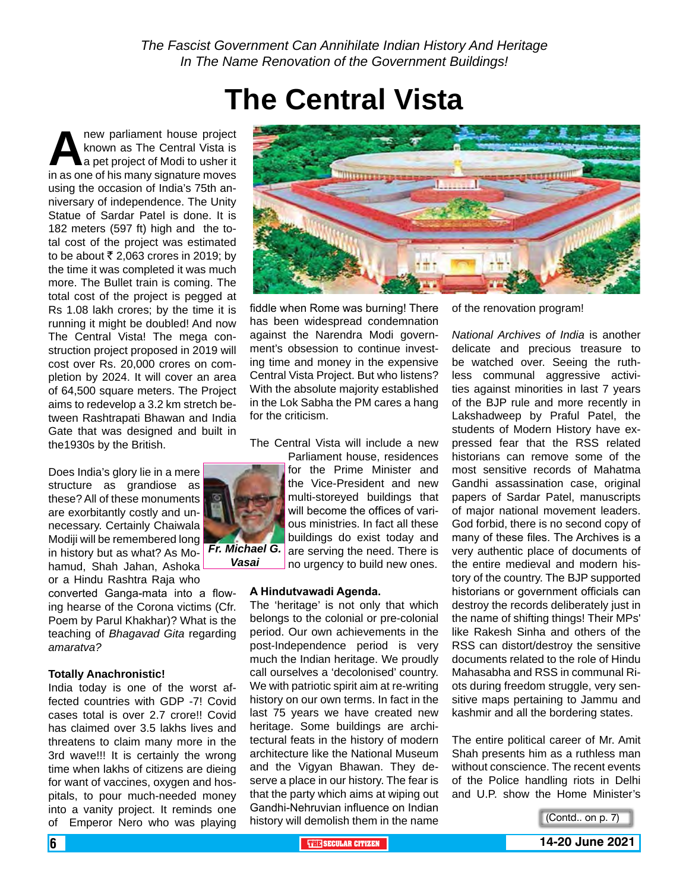*The Fascist Government Can Annihilate Indian History And Heritage In The Name Renovation of the Government Buildings!*

# The Central Vista

A new parliament house project known as The Central Vista is a pet project of Modi to usher it in as one of his many signature moves using the occasion of India's 75th anniversary of independence. The Unity Statue of Sardar Patel is done. It is 182 meters (597 ft) high and the total cost of the project was estimated to be about ₹ 2,063 crores in 2019; by the time it was completed it was much more. The Bullet train is coming. The total cost of the project is pegged at Rs 1.08 lakh crores; by the time it is running it might be doubled! And now The Central Vista! The mega construction project proposed in 2019 will cost over Rs. 20,000 crores on completion by 2024. It will cover an area of 64,500 square meters. The Project aims to redevelop a 3.2 km stretch between Rashtrapati Bhawan and India Gate that was designed and built in the1930s by the British.

Does India's glory lie in a mere structure as grandiose as these? All of these monuments are exorbitantly costly and unnecessary. Certainly Chaiwala Modiji will be remembered long in history but as what? As Mohamud, Shah Jahan, Ashoka or a Hindu Rashtra Raja who converted Ganga-mata into a flowing hearse of the Corona victims (Cfr. Poem by Parul Khakhar)? What is the teaching of *Bhagavad Gita* regarding *amaratva?*

**Fr. Michael G. Vasai**

**Totally Anachronistic!**

India today is one of the worst affected countries with GDP -7! Covid cases total is over 2.7 crore!! Covid has claimed over 3.5 lakhs lives and threatens to claim many more in the 3rd wave!!! It is certainly the wrong time when lakhs of citizens are dieing for want of vaccines, oxygen and hospitals, to pour much-needed money into a vanity project. It reminds one of Emperor Nero who was playing fiddle when Rome was burning! There has been widespread condemnation against the Narendra Modi government's obsession to continue investing time and money in the expensive Central Vista Project. But who listens? With the absolute majority established in the Lok Sabha the PM cares a hang for the criticism.

The Central Vista will include a new Parliament house, residences for the Prime Minister and the Vice-President and new multi-storeyed buildings that will become the offices of various ministries. In fact all these buildings do exist today and are serving the need. There is no urgency to build new ones.

**A Hindutvawadi Agenda.**

The 'heritage' is not only that which belongs to the colonial or pre-colonial period. Our own achievements in the post-Independence period is very much the Indian heritage. We proudly call ourselves a 'decolonised' country. We with patriotic spirit aim at re-writing history on our own terms. In fact in the last 75 years we have created new heritage. Some buildings are architectural feats in the history of modern architecture like the National Museum and the Vigyan Bhawan. They deserve a place in our history. The fear is that the party which aims at wiping out Gandhi-Nehruvian influence on Indian history will demolish them in the name of the renovation program!

*National Archives of India* is another delicate and precious treasure to be watched over. Seeing the ruthless communal aggressive activities against minorities in last 7 years of the BJP rule and more recently in Lakshadweep by Praful Patel, the students of Modern History have expressed fear that the RSS related historians can remove some of the most sensitive records of Mahatma Gandhi assassination case, original papers of Sardar Patel, manuscripts of major national movement leaders. God forbid, there is no second copy of many of these files. The Archives is a very authentic place of documents of the entire medieval and modern history of the country. The BJP supported historians or government officials can destroy the records deliberately just in the name of shifting things! Their MPs' like Rakesh Sinha and others of the RSS can distort/destroy the sensitive documents related to the role of Hindu Mahasabha and RSS in communal Riots during freedom struggle, very sensitive maps pertaining to Jammu and kashmir and all the bordering states.

The entire political career of Mr. Amit Shah presents him as a ruthless man without conscience. The recent events of the Police handling riots in Delhi and U.P. show the Home Minister's

(Contd.. on p. 7)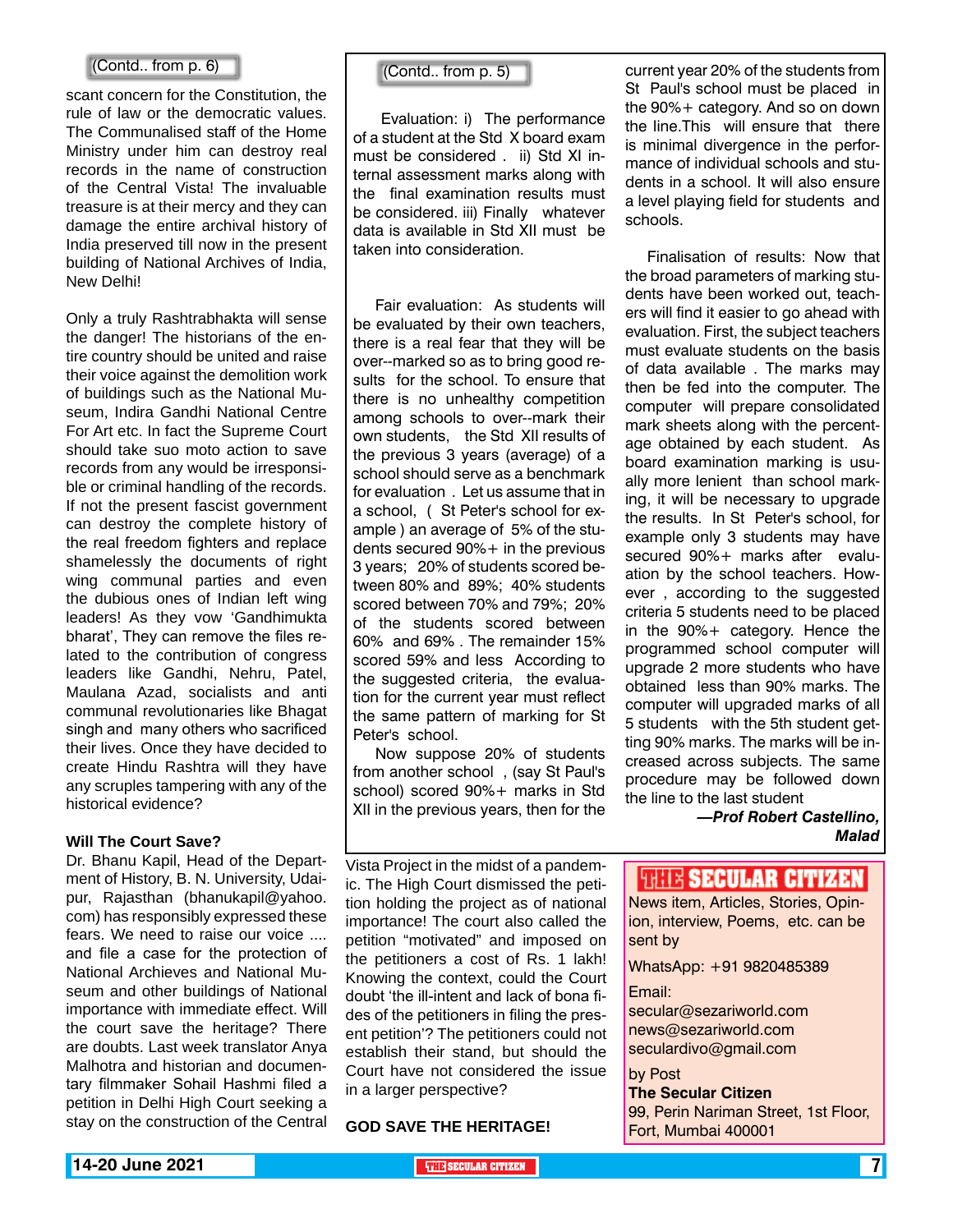(Contd.. from p. 6)

scant concern for the Constitution, the rule of law or the democratic values. The Communalised staff of the Home Ministry under him can destroy real records in the name of construction of the Central Vista! The invaluable treasure is at their mercy and they can damage the entire archival history of India preserved till now in the present building of National Archives of India, New Delhi!

Only a truly Rashtrabhakta will sense the danger! The historians of the entire country should be united and raise their voice against the demolition work of buildings such as the National Museum, Indira Gandhi National Centre For Art etc. In fact the Supreme Court should take suo moto action to save records from any would be irresponsible or criminal handling of the records. If not the present fascist government can destroy the complete history of the real freedom fighters and replace shamelessly the documents of right wing communal parties and even the dubious ones of Indian left wing leaders! As they vow 'Gandhimukta bharat', They can remove the files related to the contribution of congress leaders like Gandhi, Nehru, Patel, Maulana Azad, socialists and anti communal revolutionaries like Bhagat singh and many others who sacrificed their lives. Once they have decided to create Hindu Rashtra will they have any scruples tampering with any of the historical evidence?

**Will The Court Save?**

Dr. Bhanu Kapil, Head of the Department of History, B. N. University, Udaipur, Rajasthan (bhanukapil@yahoo.com) has responsibly expressed these fears. We need to raise our voice .... and file a case for the protection of National Archieves and National Museum and other buildings of National importance with immediate effect. Will the court save the heritage? There are doubts. Last week translator Anya Malhotra and historian and documentary filmmaker Sohail Hashmi filed a petition in Delhi High Court seeking a stay on the construction of the Central Vista Project in the midst of a pandemic. The High Court dismissed the petition holding the project as of national importance! The court also called the petition "motivated" and imposed on the petitioners a cost of Rs. 1 lakh! Knowing the context, could the Court doubt 'the ill-intent and lack of bona fides of the petitioners in filing the present petition'? The petitioners could not establish their stand, but should the Court have not considered the issue in a larger perspective?

**GOD SAVE THE HERITAGE!**

(Contd.. from p. 5)

Evaluation: i) The performance of a student at the Std X board exam must be considered . ii) Std XI internal assessment marks along with the final examination results must be considered. iii) Finally whatever data is available in Std XII must be taken into consideration.

Fair evaluation: As students will be evaluated by their own teachers, there is a real fear that they will be over--marked so as to bring good results for the school. To ensure that there is no unhealthy competition among schools to over--mark their own students, the Std XII results of the previous 3 years (average) of a school should serve as a benchmark for evaluation . Let us assume that in a school, ( St Peter's school for example ) an average of 5% of the students secured 90%+ in the previous 3 years; 20% of students scored between 80% and 89%; 40% students scored between 70% and 79%; 20% of the students scored between 60% and 69% . The remainder 15% scored 59% and less According to the suggested criteria, the evaluation for the current year must reflect the same pattern of marking for St Peter's school.

Now suppose 20% of students from another school , (say St Paul's school) scored 90%+ marks in Std XII in the previous years, then for the current year 20% of the students from St Paul's school must be placed in the 90%+ category. And so on down the line.This will ensure that there is minimal divergence in the performance of individual schools and students in a school. It will also ensure a level playing field for students and schools.

Finalisation of results: Now that the broad parameters of marking students have been worked out, teachers will find it easier to go ahead with evaluation. First, the subject teachers must evaluate students on the basis of data available . The marks may then be fed into the computer. The computer will prepare consolidated mark sheets along with the percentage obtained by each student. As board examination marking is usually more lenient than school marking, it will be necessary to upgrade the results. In St Peter's school, for example only 3 students may have secured 90%+ marks after evaluation by the school teachers. However , according to the suggested criteria 5 students need to be placed in the 90%+ category. Hence the programmed school computer will upgrade 2 more students who have obtained less than 90% marks. The computer will upgraded marks of all 5 students with the 5th student getting 90% marks. The marks will be increased across subjects. The same procedure may be followed down the line to the last student

***—Prof Robert Castellino, Malad***

**THE SECULAR CITIZEN**

News item, Articles, Stories, Opinion, interview, Poems, etc. can be sent by

WhatsApp: +91 9820485389

Email:
secular@sezariworld.com
news@sezariworld.com
seculardivo@gmail.com

by Post
**The Secular Citizen**
99, Perin Nariman Street, 1st Floor,
Fort, Mumbai 400001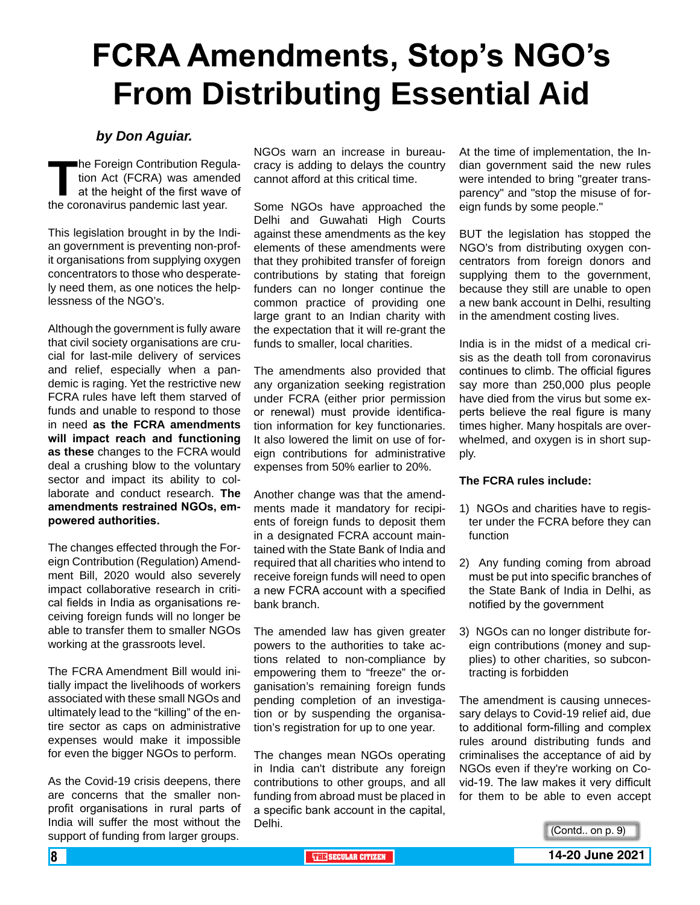# FCRA Amendments, Stop's NGO's From Distributing Essential Aid

***by Don Aguiar.***

The Foreign Contribution Regulation Act (FCRA) was amended at the height of the first wave of the coronavirus pandemic last year.

This legislation brought in by the Indian government is preventing non-profit organisations from supplying oxygen concentrators to those who desperately need them, as one notices the helplessness of the NGO's.

Although the government is fully aware that civil society organisations are crucial for last-mile delivery of services and relief, especially when a pandemic is raging. Yet the restrictive new FCRA rules have left them starved of funds and unable to respond to those in need **as the FCRA amendments will impact reach and functioning as these** changes to the FCRA would deal a crushing blow to the voluntary sector and impact its ability to collaborate and conduct research. **The amendments restrained NGOs, empowered authorities.**

The changes effected through the Foreign Contribution (Regulation) Amendment Bill, 2020 would also severely impact collaborative research in critical fields in India as organisations receiving foreign funds will no longer be able to transfer them to smaller NGOs working at the grassroots level.

The FCRA Amendment Bill would initially impact the livelihoods of workers associated with these small NGOs and ultimately lead to the "killing" of the entire sector as caps on administrative expenses would make it impossible for even the bigger NGOs to perform.

As the Covid-19 crisis deepens, there are concerns that the smaller non-profit organisations in rural parts of India will suffer the most without the support of funding from larger groups.

NGOs warn an increase in bureaucracy is adding to delays the country cannot afford at this critical time.

Some NGOs have approached the Delhi and Guwahati High Courts against these amendments as the key elements of these amendments were that they prohibited transfer of foreign contributions by stating that foreign funders can no longer continue the common practice of providing one large grant to an Indian charity with the expectation that it will re-grant the funds to smaller, local charities.

The amendments also provided that any organization seeking registration under FCRA (either prior permission or renewal) must provide identification information for key functionaries. It also lowered the limit on use of foreign contributions for administrative expenses from 50% earlier to 20%.

Another change was that the amendments made it mandatory for recipients of foreign funds to deposit them in a designated FCRA account maintained with the State Bank of India and required that all charities who intend to receive foreign funds will need to open a new FCRA account with a specified bank branch.

The amended law has given greater powers to the authorities to take actions related to non-compliance by empowering them to "freeze" the organisation's remaining foreign funds pending completion of an investigation or by suspending the organisation's registration for up to one year.

The changes mean NGOs operating in India can't distribute any foreign contributions to other groups, and all funding from abroad must be placed in a specific bank account in the capital, Delhi.

At the time of implementation, the Indian government said the new rules were intended to bring "greater transparency" and "stop the misuse of foreign funds by some people."

BUT the legislation has stopped the NGO's from distributing oxygen concentrators from foreign donors and supplying them to the government, because they still are unable to open a new bank account in Delhi, resulting in the amendment costing lives.

India is in the midst of a medical crisis as the death toll from coronavirus continues to climb. The official figures say more than 250,000 plus people have died from the virus but some experts believe the real figure is many times higher. Many hospitals are overwhelmed, and oxygen is in short supply.

**The FCRA rules include:**

1) NGOs and charities have to register under the FCRA before they can function

2) Any funding coming from abroad must be put into specific branches of the State Bank of India in Delhi, as notified by the government

3) NGOs can no longer distribute foreign contributions (money and supplies) to other charities, so subcontracting is forbidden

The amendment is causing unnecessary delays to Covid-19 relief aid, due to additional form-filling and complex rules around distributing funds and criminalises the acceptance of aid by NGOs even if they're working on Covid-19. The law makes it very difficult for them to be able to even accept

(Contd.. on p. 9)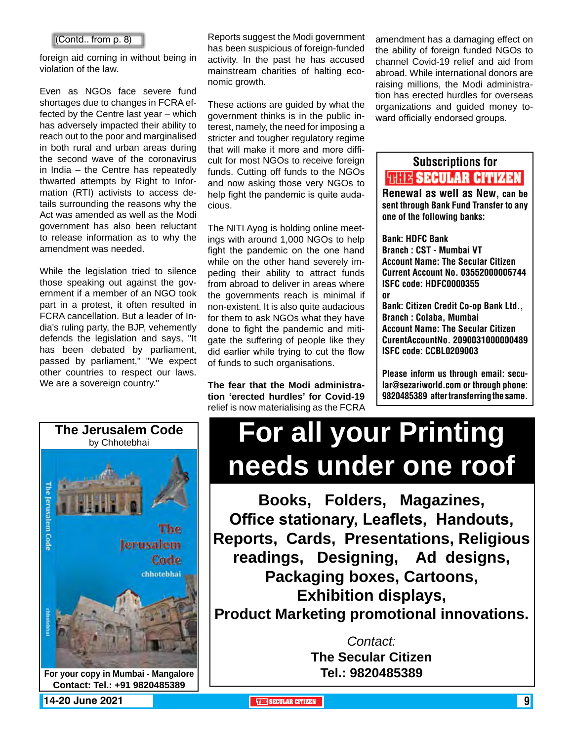(Contd.. from p. 8)

foreign aid coming in without being in violation of the law.

Even as NGOs face severe fund shortages due to changes in FCRA effected by the Centre last year – which has adversely impacted their ability to reach out to the poor and marginalised in both rural and urban areas during the second wave of the coronavirus in India – the Centre has repeatedly thwarted attempts by Right to Information (RTI) activists to access details surrounding the reasons why the Act was amended as well as the Modi government has also been reluctant to release information as to why the amendment was needed.

While the legislation tried to silence those speaking out against the government if a member of an NGO took part in a protest, it often resulted in FCRA cancellation. But a leader of India's ruling party, the BJP, vehemently defends the legislation and says, "It has been debated by parliament, passed by parliament," "We expect other countries to respect our laws. We are a sovereign country."

Reports suggest the Modi government has been suspicious of foreign-funded activity. In the past he has accused mainstream charities of halting economic growth.

These actions are guided by what the government thinks is in the public interest, namely, the need for imposing a stricter and tougher regulatory regime that will make it more and more difficult for most NGOs to receive foreign funds. Cutting off funds to the NGOs and now asking those very NGOs to help fight the pandemic is quite audacious.

The NITI Ayog is holding online meetings with around 1,000 NGOs to help fight the pandemic on the one hand while on the other hand severely impeding their ability to attract funds from abroad to deliver in areas where the governments reach is minimal if non-existent. It is also quite audacious for them to ask NGOs what they have done to fight the pandemic and mitigate the suffering of people like they did earlier while trying to cut the flow of funds to such organisations.

**The fear that the Modi administration 'erected hurdles' for Covid-19** relief is now materialising as the FCRA amendment has a damaging effect on the ability of foreign funded NGOs to channel Covid-19 relief and aid from abroad. While international donors are raising millions, the Modi administration has erected hurdles for overseas organizations and guided money toward officially endorsed groups.

---

**Subscriptions for THE SECULAR CITIZEN**

**Renewal as well as New, can be sent through Bank Fund Transfer to any one of the following banks:**

**Bank: HDFC Bank**
**Branch : CST - Mumbai VT**
**Account Name: The Secular Citizen**
**Current Account No. 03552000006744**
**ISFC code: HDFC0000355**
**or**
**Bank: Citizen Credit Co-op Bank Ltd.,**
**Branch : Colaba, Mumbai**
**Account Name: The Secular Citizen**
**CurentAccountNo. 2090031000000489**
**ISFC code: CCBL0209003**

**Please inform us through email: secular@sezariworld.com or through phone: 9820485389 after transferring the same.**

---

**The Jerusalem Code**
by Chhotebhai

**For your copy in Mumbai - Mangalore**
**Contact: Tel.: +91 9820485389**

---

# For all your Printing needs under one roof

**Books, Folders, Magazines, Office stationary, Leaflets, Handouts, Reports, Cards, Presentations, Religious readings, Designing, Ad designs, Packaging boxes, Cartoons, Exhibition displays, Product Marketing promotional innovations.**

*Contact:*
**The Secular Citizen**
**Tel.: 9820485389**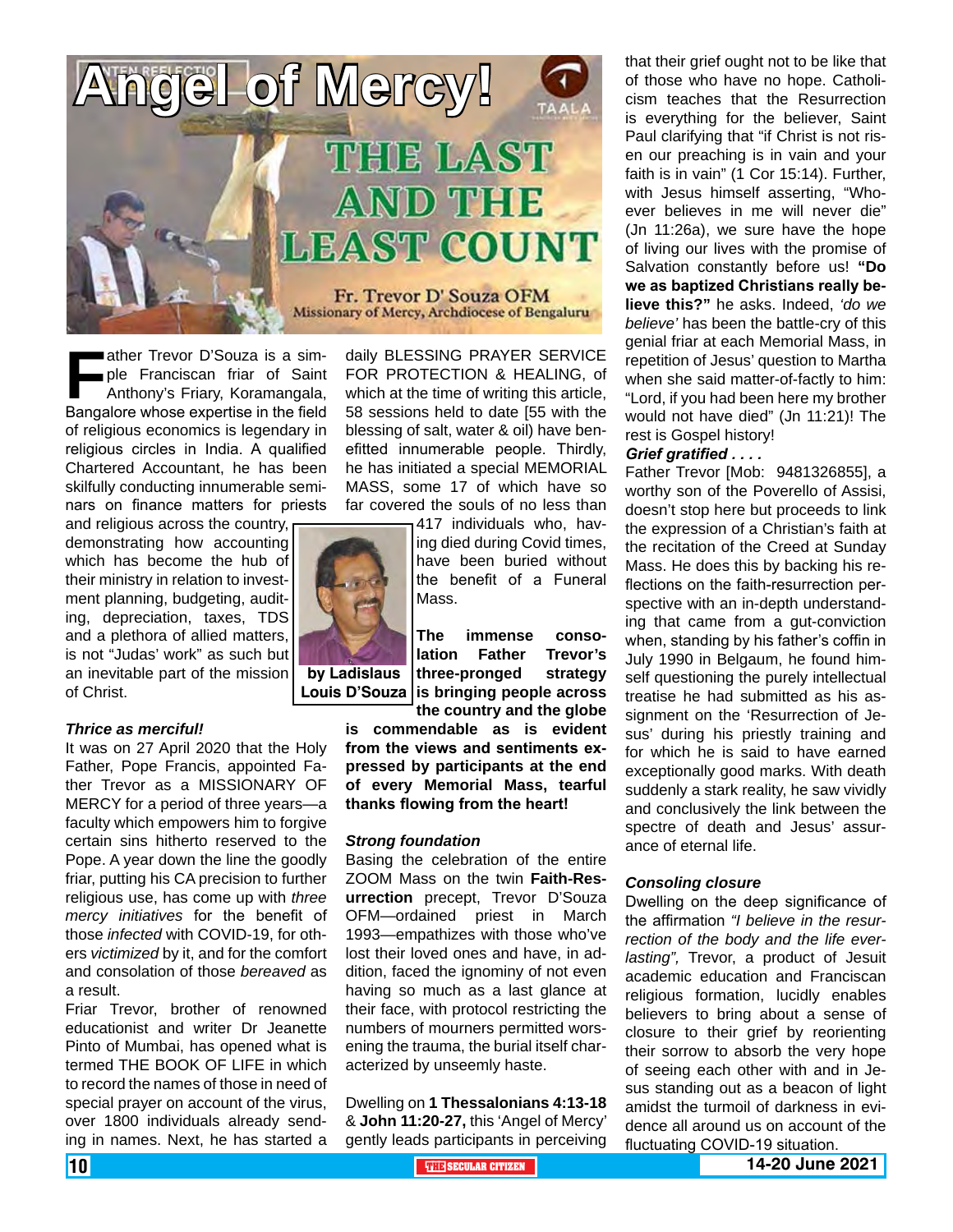# Angel of Mercy!

## THE LAST AND THE LEAST COUNT

**Fr. Trevor D' Souza OFM**
Missionary of Mercy, Archdiocese of Bengaluru

**by Ladislaus Louis D'Souza**

Father Trevor D'Souza is a simple Franciscan friar of Saint Anthony's Friary, Koramangala, Bangalore whose expertise in the field of religious economics is legendary in religious circles in India. A qualified Chartered Accountant, he has been skilfully conducting innumerable seminars on finance matters for priests and religious across the country, demonstrating how accounting which has become the hub of their ministry in relation to investment planning, budgeting, auditing, depreciation, taxes, TDS and a plethora of allied matters, is not "Judas' work" as such but an inevitable part of the mission of Christ.

### *Thrice as merciful!*

It was on 27 April 2020 that the Holy Father, Pope Francis, appointed Father Trevor as a MISSIONARY OF MERCY for a period of three years—a faculty which empowers him to forgive certain sins hitherto reserved to the Pope. A year down the line the goodly friar, putting his CA precision to further religious use, has come up with *three mercy initiatives* for the benefit of those *infected* with COVID-19, for others *victimized* by it, and for the comfort and consolation of those *bereaved* as a result.

Friar Trevor, brother of renowned educationist and writer Dr Jeanette Pinto of Mumbai, has opened what is termed THE BOOK OF LIFE in which to record the names of those in need of special prayer on account of the virus, over 1800 individuals already sending in names. Next, he has started a daily BLESSING PRAYER SERVICE FOR PROTECTION & HEALING, of which at the time of writing this article, 58 sessions held to date [55 with the blessing of salt, water & oil) have benefitted innumerable people. Thirdly, he has initiated a special MEMORIAL MASS, some 17 of which have so far covered the souls of no less than 417 individuals who, having died during Covid times, have been buried without the benefit of a Funeral Mass.

**The immense consolation Father Trevor's three-pronged strategy is bringing people across the country and the globe is commendable as is evident from the views and sentiments expressed by participants at the end of every Memorial Mass, tearful thanks flowing from the heart!**

### *Strong foundation*

Basing the celebration of the entire ZOOM Mass on the twin **Faith-Resurrection** precept, Trevor D'Souza OFM—ordained priest in March 1993—empathizes with those who've lost their loved ones and have, in addition, faced the ignominy of not even having so much as a last glance at their face, with protocol restricting the numbers of mourners permitted worsening the trauma, the burial itself characterized by unseemly haste.

Dwelling on **1 Thessalonians 4:13-18** & **John 11:20-27,** this 'Angel of Mercy' gently leads participants in perceiving that their grief ought not to be like that of those who have no hope. Catholicism teaches that the Resurrection is everything for the believer, Saint Paul clarifying that "if Christ is not risen our preaching is in vain and your faith is in vain" (1 Cor 15:14). Further, with Jesus himself asserting, "Whoever believes in me will never die" (Jn 11:26a), we sure have the hope of living our lives with the promise of Salvation constantly before us! **"Do we as baptized Christians really believe this?"** he asks. Indeed, *'do we believe'* has been the battle-cry of this genial friar at each Memorial Mass, in repetition of Jesus' question to Martha when she said matter-of-factly to him: "Lord, if you had been here my brother would not have died" (Jn 11:21)! The rest is Gospel history!

### *Grief gratified . . . .*

Father Trevor [Mob: 9481326855], a worthy son of the Poverello of Assisi, doesn't stop here but proceeds to link the expression of a Christian's faith at the recitation of the Creed at Sunday Mass. He does this by backing his reflections on the faith-resurrection perspective with an in-depth understanding that came from a gut-conviction when, standing by his father's coffin in July 1990 in Belgaum, he found himself questioning the purely intellectual treatise he had submitted as his assignment on the 'Resurrection of Jesus' during his priestly training and for which he is said to have earned exceptionally good marks. With death suddenly a stark reality, he saw vividly and conclusively the link between the spectre of death and Jesus' assurance of eternal life.

### *Consoling closure*

Dwelling on the deep significance of the affirmation *"I believe in the resurrection of the body and the life everlasting",* Trevor, a product of Jesuit academic education and Franciscan religious formation, lucidly enables believers to bring about a sense of closure to their grief by reorienting their sorrow to absorb the very hope of seeing each other with and in Jesus standing out as a beacon of light amidst the turmoil of darkness in evidence all around us on account of the fluctuating COVID-19 situation.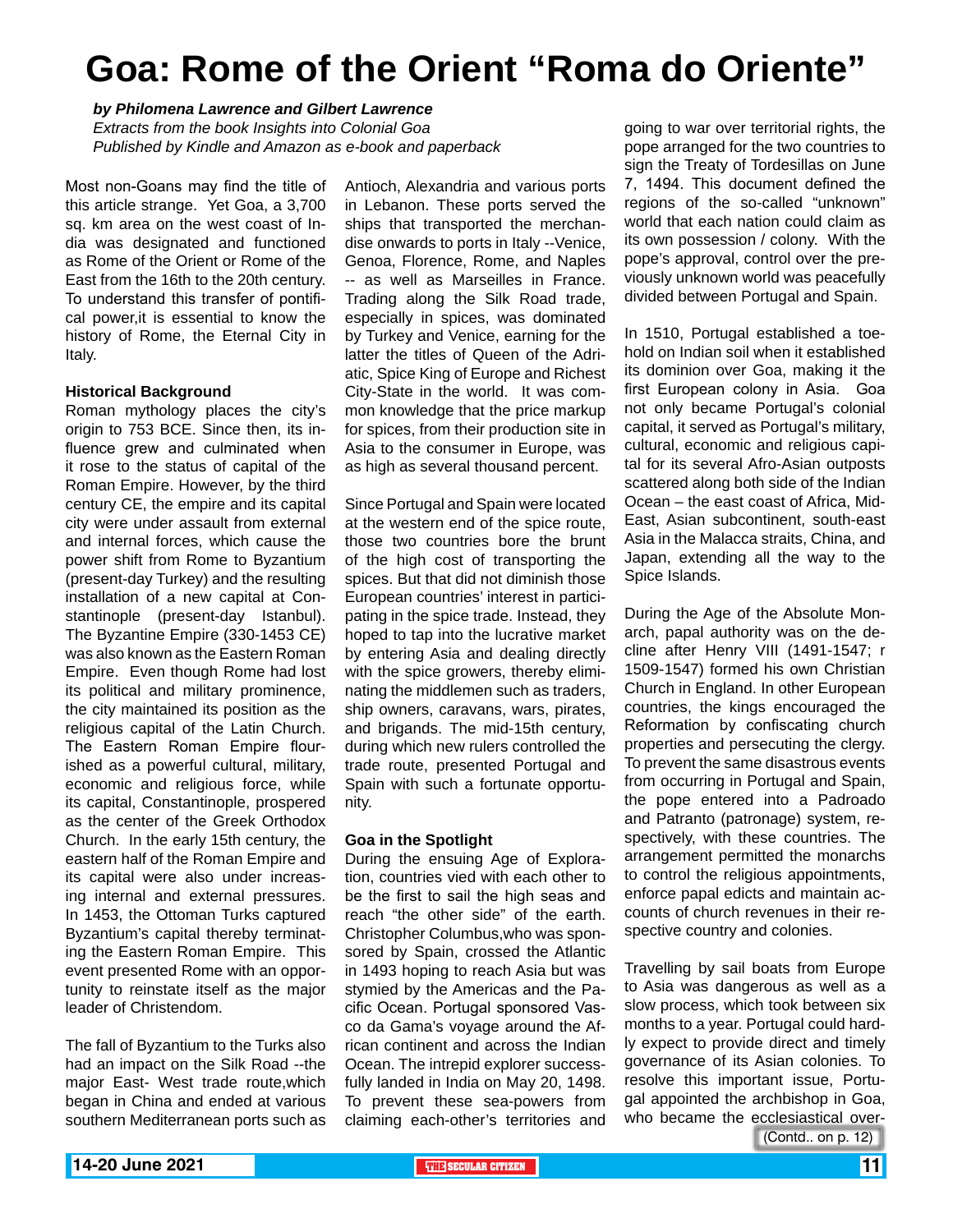# Goa: Rome of the Orient "Roma do Oriente"

***by Philomena Lawrence and Gilbert Lawrence***

*Extracts from the book Insights into Colonial Goa*

*Published by Kindle and Amazon as e-book and paperback*

Most non-Goans may find the title of this article strange. Yet Goa, a 3,700 sq. km area on the west coast of India was designated and functioned as Rome of the Orient or Rome of the East from the 16th to the 20th century. To understand this transfer of pontifical power,it is essential to know the history of Rome, the Eternal City in Italy.

**Historical Background**

Roman mythology places the city's origin to 753 BCE. Since then, its influence grew and culminated when it rose to the status of capital of the Roman Empire. However, by the third century CE, the empire and its capital city were under assault from external and internal forces, which cause the power shift from Rome to Byzantium (present-day Turkey) and the resulting installation of a new capital at Constantinople (present-day Istanbul). The Byzantine Empire (330-1453 CE) was also known as the Eastern Roman Empire. Even though Rome had lost its political and military prominence, the city maintained its position as the religious capital of the Latin Church. The Eastern Roman Empire flourished as a powerful cultural, military, economic and religious force, while its capital, Constantinople, prospered as the center of the Greek Orthodox Church. In the early 15th century, the eastern half of the Roman Empire and its capital were also under increasing internal and external pressures. In 1453, the Ottoman Turks captured Byzantium's capital thereby terminating the Eastern Roman Empire. This event presented Rome with an opportunity to reinstate itself as the major leader of Christendom.

The fall of Byzantium to the Turks also had an impact on the Silk Road --the major East- West trade route,which began in China and ended at various southern Mediterranean ports such as Antioch, Alexandria and various ports in Lebanon. These ports served the ships that transported the merchandise onwards to ports in Italy --Venice, Genoa, Florence, Rome, and Naples -- as well as Marseilles in France. Trading along the Silk Road trade, especially in spices, was dominated by Turkey and Venice, earning for the latter the titles of Queen of the Adriatic, Spice King of Europe and Richest City-State in the world. It was common knowledge that the price markup for spices, from their production site in Asia to the consumer in Europe, was as high as several thousand percent.

Since Portugal and Spain were located at the western end of the spice route, those two countries bore the brunt of the high cost of transporting the spices. But that did not diminish those European countries' interest in participating in the spice trade. Instead, they hoped to tap into the lucrative market by entering Asia and dealing directly with the spice growers, thereby eliminating the middlemen such as traders, ship owners, caravans, wars, pirates, and brigands. The mid-15th century, during which new rulers controlled the trade route, presented Portugal and Spain with such a fortunate opportunity.

**Goa in the Spotlight**

During the ensuing Age of Exploration, countries vied with each other to be the first to sail the high seas and reach "the other side" of the earth. Christopher Columbus,who was sponsored by Spain, crossed the Atlantic in 1493 hoping to reach Asia but was stymied by the Americas and the Pacific Ocean. Portugal sponsored Vasco da Gama's voyage around the African continent and across the Indian Ocean. The intrepid explorer successfully landed in India on May 20, 1498. To prevent these sea-powers from claiming each-other's territories and going to war over territorial rights, the pope arranged for the two countries to sign the Treaty of Tordesillas on June 7, 1494. This document defined the regions of the so-called "unknown" world that each nation could claim as its own possession / colony. With the pope's approval, control over the previously unknown world was peacefully divided between Portugal and Spain.

In 1510, Portugal established a toehold on Indian soil when it established its dominion over Goa, making it the first European colony in Asia. Goa not only became Portugal's colonial capital, it served as Portugal's military, cultural, economic and religious capital for its several Afro-Asian outposts scattered along both side of the Indian Ocean – the east coast of Africa, Mid-East, Asian subcontinent, south-east Asia in the Malacca straits, China, and Japan, extending all the way to the Spice Islands.

During the Age of the Absolute Monarch, papal authority was on the decline after Henry VIII (1491-1547; r 1509-1547) formed his own Christian Church in England. In other European countries, the kings encouraged the Reformation by confiscating church properties and persecuting the clergy. To prevent the same disastrous events from occurring in Portugal and Spain, the pope entered into a Padroado and Patranto (patronage) system, respectively, with these countries. The arrangement permitted the monarchs to control the religious appointments, enforce papal edicts and maintain accounts of church revenues in their respective country and colonies.

Travelling by sail boats from Europe to Asia was dangerous as well as a slow process, which took between six months to a year. Portugal could hardly expect to provide direct and timely governance of its Asian colonies. To resolve this important issue, Portugal appointed the archbishop in Goa, who became the ecclesiastical over-

(Contd.. on p. 12)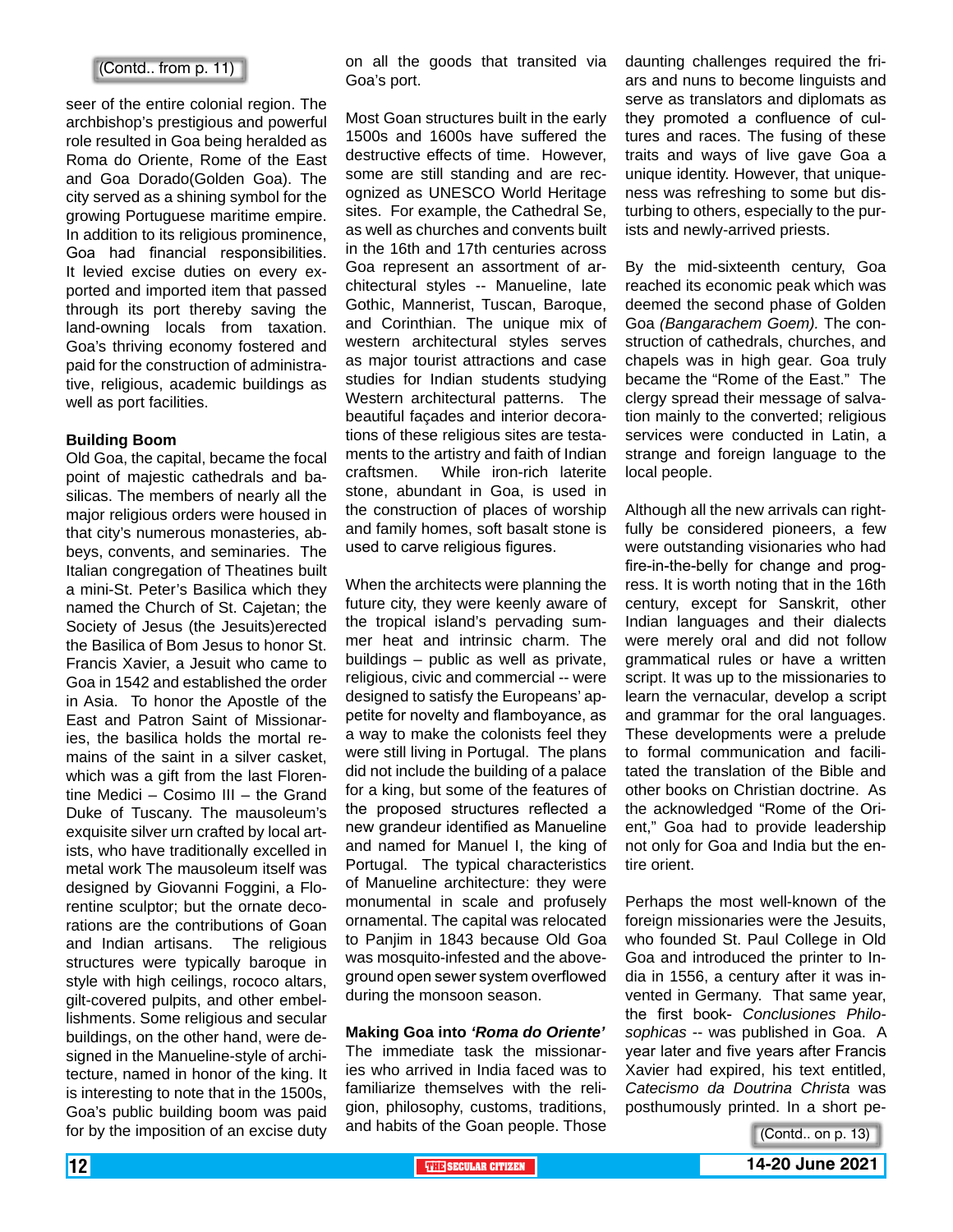(Contd.. from p. 11)

seer of the entire colonial region. The archbishop's prestigious and powerful role resulted in Goa being heralded as Roma do Oriente, Rome of the East and Goa Dorado(Golden Goa). The city served as a shining symbol for the growing Portuguese maritime empire. In addition to its religious prominence, Goa had financial responsibilities. It levied excise duties on every exported and imported item that passed through its port thereby saving the land-owning locals from taxation. Goa's thriving economy fostered and paid for the construction of administrative, religious, academic buildings as well as port facilities.

**Building Boom**

Old Goa, the capital, became the focal point of majestic cathedrals and basilicas. The members of nearly all the major religious orders were housed in that city's numerous monasteries, abbeys, convents, and seminaries. The Italian congregation of Theatines built a mini-St. Peter's Basilica which they named the Church of St. Cajetan; the Society of Jesus (the Jesuits)erected the Basilica of Bom Jesus to honor St. Francis Xavier, a Jesuit who came to Goa in 1542 and established the order in Asia. To honor the Apostle of the East and Patron Saint of Missionaries, the basilica holds the mortal remains of the saint in a silver casket, which was a gift from the last Florentine Medici – Cosimo III – the Grand Duke of Tuscany. The mausoleum's exquisite silver urn crafted by local artists, who have traditionally excelled in metal work The mausoleum itself was designed by Giovanni Foggini, a Florentine sculptor; but the ornate decorations are the contributions of Goan and Indian artisans. The religious structures were typically baroque in style with high ceilings, rococo altars, gilt-covered pulpits, and other embellishments. Some religious and secular buildings, on the other hand, were designed in the Manueline-style of architecture, named in honor of the king. It is interesting to note that in the 1500s, Goa's public building boom was paid for by the imposition of an excise duty on all the goods that transited via Goa's port.

Most Goan structures built in the early 1500s and 1600s have suffered the destructive effects of time. However, some are still standing and are recognized as UNESCO World Heritage sites. For example, the Cathedral Se, as well as churches and convents built in the 16th and 17th centuries across Goa represent an assortment of architectural styles -- Manueline, late Gothic, Mannerist, Tuscan, Baroque, and Corinthian. The unique mix of western architectural styles serves as major tourist attractions and case studies for Indian students studying Western architectural patterns. The beautiful façades and interior decorations of these religious sites are testaments to the artistry and faith of Indian craftsmen. While iron-rich laterite stone, abundant in Goa, is used in the construction of places of worship and family homes, soft basalt stone is used to carve religious figures.

When the architects were planning the future city, they were keenly aware of the tropical island's pervading summer heat and intrinsic charm. The buildings – public as well as private, religious, civic and commercial -- were designed to satisfy the Europeans' appetite for novelty and flamboyance, as a way to make the colonists feel they were still living in Portugal. The plans did not include the building of a palace for a king, but some of the features of the proposed structures reflected a new grandeur identified as Manueline and named for Manuel I, the king of Portugal. The typical characteristics of Manueline architecture: they were monumental in scale and profusely ornamental. The capital was relocated to Panjim in 1843 because Old Goa was mosquito-infested and the above-ground open sewer system overflowed during the monsoon season.

**Making Goa into *'Roma do Oriente'***

The immediate task the missionaries who arrived in India faced was to familiarize themselves with the religion, philosophy, customs, traditions, and habits of the Goan people. Those daunting challenges required the friars and nuns to become linguists and serve as translators and diplomats as they promoted a confluence of cultures and races. The fusing of these traits and ways of live gave Goa a unique identity. However, that uniqueness was refreshing to some but disturbing to others, especially to the purists and newly-arrived priests.

By the mid-sixteenth century, Goa reached its economic peak which was deemed the second phase of Golden Goa *(Bangarachem Goem).* The construction of cathedrals, churches, and chapels was in high gear. Goa truly became the "Rome of the East." The clergy spread their message of salvation mainly to the converted; religious services were conducted in Latin, a strange and foreign language to the local people.

Although all the new arrivals can rightfully be considered pioneers, a few were outstanding visionaries who had fire-in-the-belly for change and progress. It is worth noting that in the 16th century, except for Sanskrit, other Indian languages and their dialects were merely oral and did not follow grammatical rules or have a written script. It was up to the missionaries to learn the vernacular, develop a script and grammar for the oral languages. These developments were a prelude to formal communication and facilitated the translation of the Bible and other books on Christian doctrine. As the acknowledged "Rome of the Orient," Goa had to provide leadership not only for Goa and India but the entire orient.

Perhaps the most well-known of the foreign missionaries were the Jesuits, who founded St. Paul College in Old Goa and introduced the printer to India in 1556, a century after it was invented in Germany. That same year, the first book- *Conclusiones Philosophicas* -- was published in Goa. A year later and five years after Francis Xavier had expired, his text entitled, *Catecismo da Doutrina Christa* was posthumously printed. In a short pe-

(Contd.. on p. 13)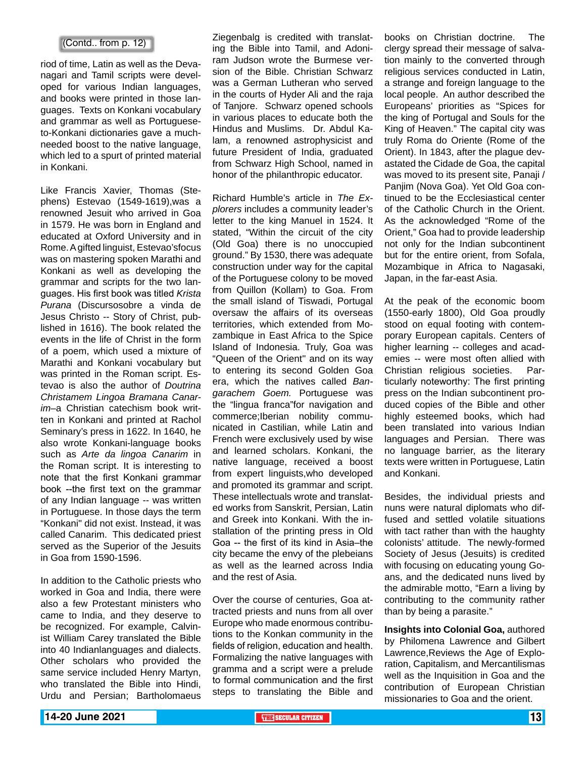(Contd.. from p. 12)

riod of time, Latin as well as the Devanagari and Tamil scripts were developed for various Indian languages, and books were printed in those languages. Texts on Konkani vocabulary and grammar as well as Portuguese-to-Konkani dictionaries gave a much-needed boost to the native language, which led to a spurt of printed material in Konkani.

Like Francis Xavier, Thomas (Stephens) Estevao (1549-1619),was a renowned Jesuit who arrived in Goa in 1579. He was born in England and educated at Oxford University and in Rome. A gifted linguist, Estevao'sfocus was on mastering spoken Marathi and Konkani as well as developing the grammar and scripts for the two languages. His first book was titled *Krista Purana* (Discursosobre a vinda de Jesus Christo -- Story of Christ, published in 1616). The book related the events in the life of Christ in the form of a poem, which used a mixture of Marathi and Konkani vocabulary but was printed in the Roman script. Estevao is also the author of *Doutrina Christamem Lingoa Bramana Canarim*–a Christian catechism book written in Konkani and printed at Rachol Seminary's press in 1622. In 1640, he also wrote Konkani-language books such as *Arte da lingoa Canarim* in the Roman script. It is interesting to note that the first Konkani grammar book --the first text on the grammar of any Indian language -- was written in Portuguese. In those days the term "Konkani" did not exist. Instead, it was called Canarim. This dedicated priest served as the Superior of the Jesuits in Goa from 1590-1596.

In addition to the Catholic priests who worked in Goa and India, there were also a few Protestant ministers who came to India, and they deserve to be recognized. For example, Calvinist William Carey translated the Bible into 40 Indianlanguages and dialects. Other scholars who provided the same service included Henry Martyn, who translated the Bible into Hindi, Urdu and Persian; Bartholomaeus Ziegenbalg is credited with translating the Bible into Tamil, and Adoniram Judson wrote the Burmese version of the Bible. Christian Schwarz was a German Lutheran who served in the courts of Hyder Ali and the raja of Tanjore. Schwarz opened schools in various places to educate both the Hindus and Muslims. Dr. Abdul Kalam, a renowned astrophysicist and future President of India, graduated from Schwarz High School, named in honor of the philanthropic educator.

Richard Humble's article in *The Explorers* includes a community leader's letter to the king Manuel in 1524. It stated, "Within the circuit of the city (Old Goa) there is no unoccupied ground." By 1530, there was adequate construction under way for the capital of the Portuguese colony to be moved from Quillon (Kollam) to Goa. From the small island of Tiswadi, Portugal oversaw the affairs of its overseas territories, which extended from Mozambique in East Africa to the Spice Island of Indonesia. Truly, Goa was "Queen of the Orient" and on its way to entering its second Golden Goa era, which the natives called *Bangarachem Goem.* Portuguese was the "lingua franca"for navigation and commerce;Iberian nobility communicated in Castilian, while Latin and French were exclusively used by wise and learned scholars. Konkani, the native language, received a boost from expert linguists,who developed and promoted its grammar and script. These intellectuals wrote and translated works from Sanskrit, Persian, Latin and Greek into Konkani. With the installation of the printing press in Old Goa -- the first of its kind in Asia–the city became the envy of the plebeians as well as the learned across India and the rest of Asia.

Over the course of centuries, Goa attracted priests and nuns from all over Europe who made enormous contributions to the Konkan community in the fields of religion, education and health. Formalizing the native languages with gramma and a script were a prelude to formal communication and the first steps to translating the Bible and books on Christian doctrine. The clergy spread their message of salvation mainly to the converted through religious services conducted in Latin, a strange and foreign language to the local people. An author described the Europeans' priorities as "Spices for the king of Portugal and Souls for the King of Heaven." The capital city was truly Roma do Oriente (Rome of the Orient). In 1843, after the plague devastated the Cidade de Goa, the capital was moved to its present site, Panaji / Panjim (Nova Goa). Yet Old Goa continued to be the Ecclesiastical center of the Catholic Church in the Orient. As the acknowledged "Rome of the Orient," Goa had to provide leadership not only for the Indian subcontinent but for the entire orient, from Sofala, Mozambique in Africa to Nagasaki, Japan, in the far-east Asia.

At the peak of the economic boom (1550-early 1800), Old Goa proudly stood on equal footing with contemporary European capitals. Centers of higher learning -- colleges and academies -- were most often allied with Christian religious societies. Particularly noteworthy: The first printing press on the Indian subcontinent produced copies of the Bible and other highly esteemed books, which had been translated into various Indian languages and Persian. There was no language barrier, as the literary texts were written in Portuguese, Latin and Konkani.

Besides, the individual priests and nuns were natural diplomats who diffused and settled volatile situations with tact rather than with the haughty colonists' attitude. The newly-formed Society of Jesus (Jesuits) is credited with focusing on educating young Goans, and the dedicated nuns lived by the admirable motto, "Earn a living by contributing to the community rather than by being a parasite."

**Insights into Colonial Goa,** authored by Philomena Lawrence and Gilbert Lawrence,Reviews the Age of Exploration, Capitalism, and Mercantilismas well as the Inquisition in Goa and the contribution of European Christian missionaries to Goa and the orient.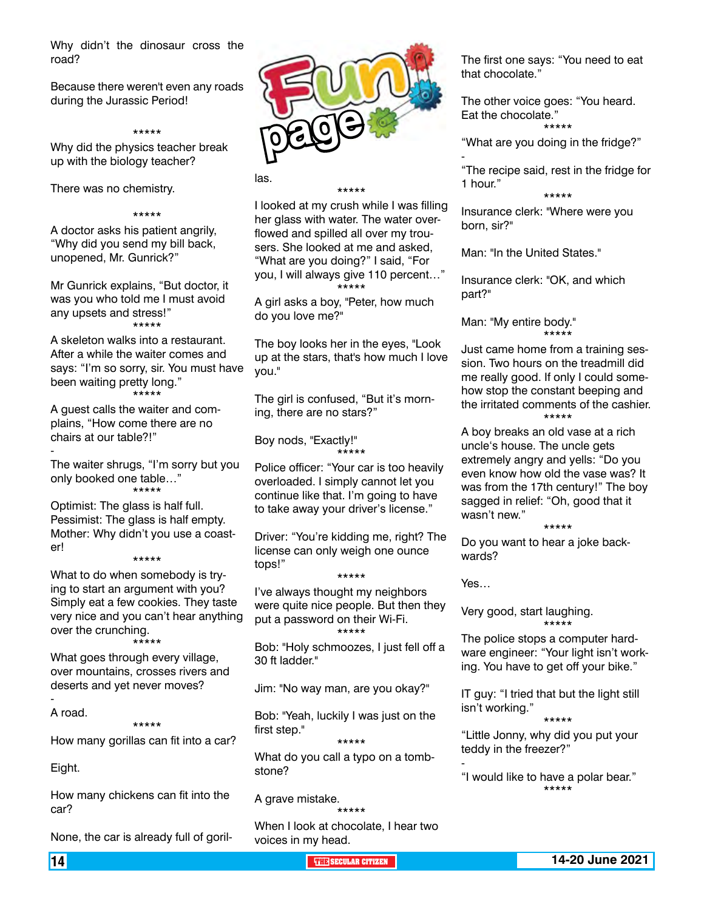# Fun page

Why didn't the dinosaur cross the road?

Because there weren't even any roads during the Jurassic Period!

*****

Why did the physics teacher break up with the biology teacher?

There was no chemistry.

*****

A doctor asks his patient angrily, "Why did you send my bill back, unopened, Mr. Gunrick?"

Mr Gunrick explains, "But doctor, it was you who told me I must avoid any upsets and stress!"

*****

A skeleton walks into a restaurant. After a while the waiter comes and says: "I'm so sorry, sir. You must have been waiting pretty long."

*****

A guest calls the waiter and complains, "How come there are no chairs at our table?!"

-

The waiter shrugs, "I'm sorry but you only booked one table…"

*****

Optimist: The glass is half full.
Pessimist: The glass is half empty.
Mother: Why didn't you use a coaster!

*****

What to do when somebody is trying to start an argument with you? Simply eat a few cookies. They taste very nice and you can't hear anything over the crunching.

*****

What goes through every village, over mountains, crosses rivers and deserts and yet never moves?

-

A road.

*****

How many gorillas can fit into a car?

Eight.

How many chickens can fit into the car?

None, the car is already full of gorillas.

*****

I looked at my crush while I was filling her glass with water. The water overflowed and spilled all over my trousers. She looked at me and asked, "What are you doing?" I said, "For you, I will always give 110 percent…"

*****

A girl asks a boy, "Peter, how much do you love me?"

The boy looks her in the eyes, "Look up at the stars, that's how much I love you."

The girl is confused, "But it's morning, there are no stars?"

Boy nods, "Exactly!"

*****

Police officer: "Your car is too heavily overloaded. I simply cannot let you continue like that. I'm going to have to take away your driver's license."

Driver: "You're kidding me, right? The license can only weigh one ounce tops!"

*****

I've always thought my neighbors were quite nice people. But then they put a password on their Wi-Fi.

*****

Bob: "Holy schmoozes, I just fell off a 30 ft ladder."

Jim: "No way man, are you okay?"

Bob: "Yeah, luckily I was just on the first step."

*****

What do you call a typo on a tombstone?

A grave mistake.

*****

When I look at chocolate, I hear two voices in my head.

The first one says: "You need to eat that chocolate."

The other voice goes: "You heard. Eat the chocolate."

*****

"What are you doing in the fridge?"

-

"The recipe said, rest in the fridge for 1 hour."

*****

Insurance clerk: "Where were you born, sir?"

Man: "In the United States."

Insurance clerk: "OK, and which part?"

Man: "My entire body."

*****

Just came home from a training session. Two hours on the treadmill did me really good. If only I could somehow stop the constant beeping and the irritated comments of the cashier.

*****

A boy breaks an old vase at a rich uncle's house. The uncle gets extremely angry and yells: "Do you even know how old the vase was? It was from the 17th century!" The boy sagged in relief: "Oh, good that it wasn't new."

*****

Do you want to hear a joke backwards?

Yes…

Very good, start laughing.

*****

The police stops a computer hardware engineer: "Your light isn't working. You have to get off your bike."

IT guy: "I tried that but the light still isn't working."

*****

"Little Jonny, why did you put your teddy in the freezer?"

-

"I would like to have a polar bear."

*****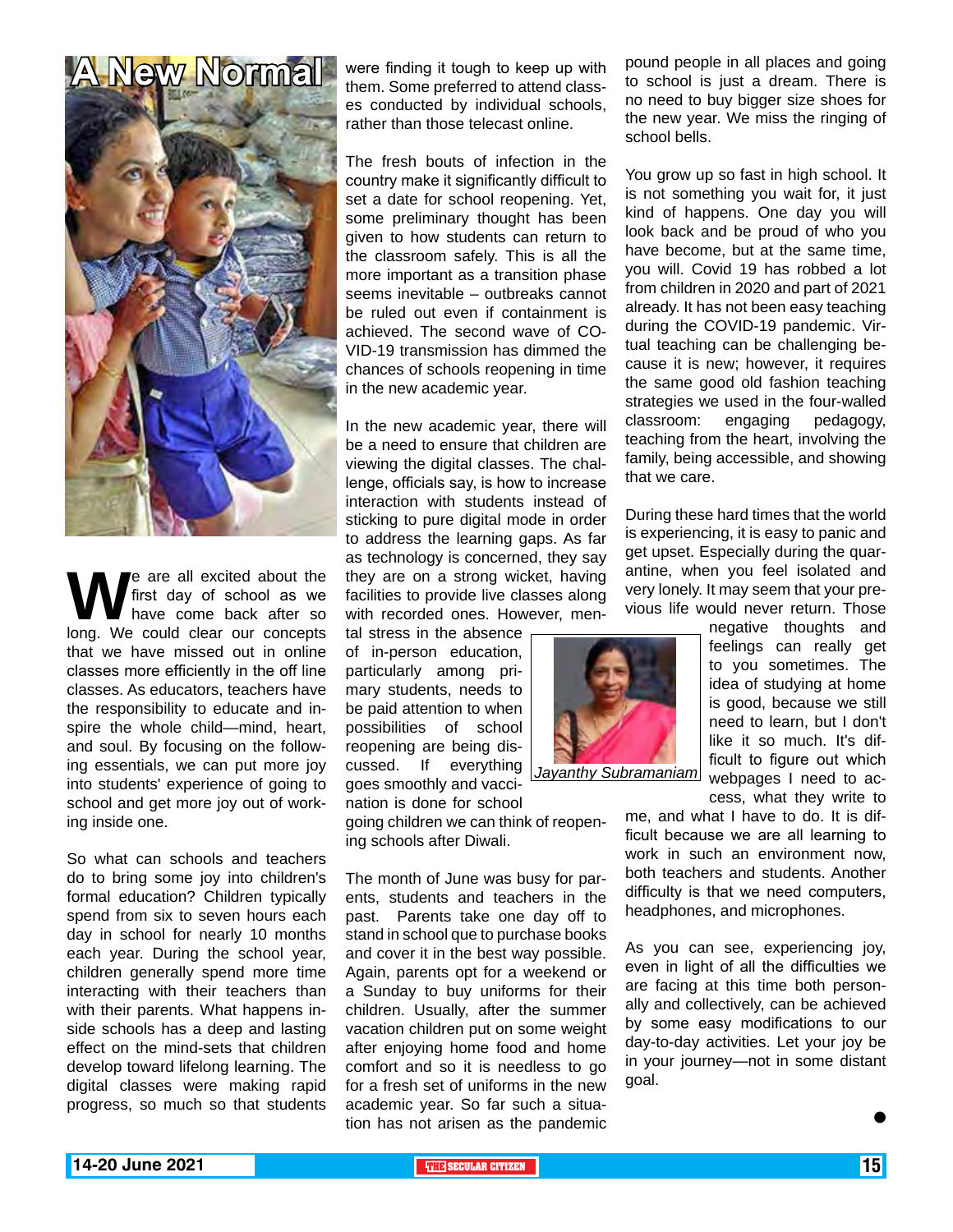# A New Normal

We are all excited about the first day of school as we have come back after so long. We could clear our concepts that we have missed out in online classes more efficiently in the off line classes. As educators, teachers have the responsibility to educate and inspire the whole child—mind, heart, and soul. By focusing on the following essentials, we can put more joy into students' experience of going to school and get more joy out of working inside one.

So what can schools and teachers do to bring some joy into children's formal education? Children typically spend from six to seven hours each day in school for nearly 10 months each year. During the school year, children generally spend more time interacting with their teachers than with their parents. What happens inside schools has a deep and lasting effect on the mind-sets that children develop toward lifelong learning. The digital classes were making rapid progress, so much so that students were finding it tough to keep up with them. Some preferred to attend classes conducted by individual schools, rather than those telecast online.

The fresh bouts of infection in the country make it significantly difficult to set a date for school reopening. Yet, some preliminary thought has been given to how students can return to the classroom safely. This is all the more important as a transition phase seems inevitable – outbreaks cannot be ruled out even if containment is achieved. The second wave of COVID-19 transmission has dimmed the chances of schools reopening in time in the new academic year.

In the new academic year, there will be a need to ensure that children are viewing the digital classes. The challenge, officials say, is how to increase interaction with students instead of sticking to pure digital mode in order to address the learning gaps. As far as technology is concerned, they say they are on a strong wicket, having facilities to provide live classes along with recorded ones. However, mental stress in the absence of in-person education, particularly among primary students, needs to be paid attention to when possibilities of school reopening are being discussed. If everything goes smoothly and vaccination is done for school going children we can think of reopening schools after Diwali.

*Jayanthy Subramaniam*

The month of June was busy for parents, students and teachers in the past. Parents take one day off to stand in school que to purchase books and cover it in the best way possible. Again, parents opt for a weekend or a Sunday to buy uniforms for their children. Usually, after the summer vacation children put on some weight after enjoying home food and home comfort and so it is needless to go for a fresh set of uniforms in the new academic year. So far such a situation has not arisen as the pandemic pound people in all places and going to school is just a dream. There is no need to buy bigger size shoes for the new year. We miss the ringing of school bells.

You grow up so fast in high school. It is not something you wait for, it just kind of happens. One day you will look back and be proud of who you have become, but at the same time, you will. Covid 19 has robbed a lot from children in 2020 and part of 2021 already. It has not been easy teaching during the COVID-19 pandemic. Virtual teaching can be challenging because it is new; however, it requires the same good old fashion teaching strategies we used in the four-walled classroom: engaging pedagogy, teaching from the heart, involving the family, being accessible, and showing that we care.

During these hard times that the world is experiencing, it is easy to panic and get upset. Especially during the quarantine, when you feel isolated and very lonely. It may seem that your previous life would never return. Those negative thoughts and feelings can really get to you sometimes. The idea of studying at home is good, because we still need to learn, but I don't like it so much. It's difficult to figure out which webpages I need to access, what they write to me, and what I have to do. It is difficult because we are all learning to work in such an environment now, both teachers and students. Another difficulty is that we need computers, headphones, and microphones.

As you can see, experiencing joy, even in light of all the difficulties we are facing at this time both personally and collectively, can be achieved by some easy modifications to our day-to-day activities. Let your joy be in your journey—not in some distant goal.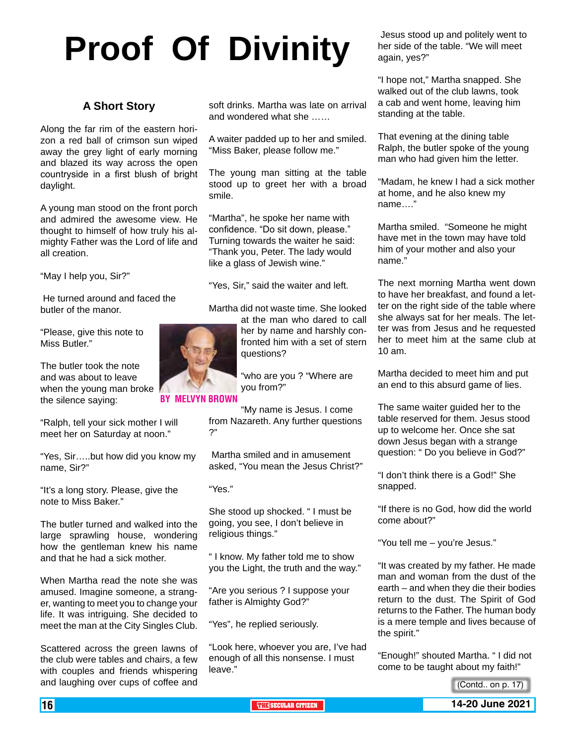# Proof Of Divinity

### A Short Story

**BY MELVYN BROWN**

Along the far rim of the eastern horizon a red ball of crimson sun wiped away the grey light of early morning and blazed its way across the open countryside in a first blush of bright daylight.

A young man stood on the front porch and admired the awesome view. He thought to himself of how truly his almighty Father was the Lord of life and all creation.

"May I help you, Sir?"

He turned around and faced the butler of the manor.

"Please, give this note to Miss Butler."

The butler took the note and was about to leave when the young man broke the silence saying:

"Ralph, tell your sick mother I will meet her on Saturday at noon."

"Yes, Sir…..but how did you know my name, Sir?"

"It's a long story. Please, give the note to Miss Baker."

The butler turned and walked into the large sprawling house, wondering how the gentleman knew his name and that he had a sick mother.

When Martha read the note she was amused. Imagine someone, a stranger, wanting to meet you to change your life. It was intriguing. She decided to meet the man at the City Singles Club.

Scattered across the green lawns of the club were tables and chairs, a few with couples and friends whispering and laughing over cups of coffee and soft drinks. Martha was late on arrival and wondered what she ……

A waiter padded up to her and smiled. "Miss Baker, please follow me."

The young man sitting at the table stood up to greet her with a broad smile.

"Martha", he spoke her name with confidence. "Do sit down, please." Turning towards the waiter he said: "Thank you, Peter. The lady would like a glass of Jewish wine."

"Yes, Sir," said the waiter and left.

Martha did not waste time. She looked at the man who dared to call her by name and harshly confronted him with a set of stern questions?

"who are you ? "Where are you from?"

"My name is Jesus. I come from Nazareth. Any further questions ?"

Martha smiled and in amusement asked, "You mean the Jesus Christ?"

"Yes."

She stood up shocked. " I must be going, you see, I don't believe in religious things."

" I know. My father told me to show you the Light, the truth and the way."

"Are you serious ? I suppose your father is Almighty God?"

"Yes", he replied seriously.

"Look here, whoever you are, I've had enough of all this nonsense. I must leave."

Jesus stood up and politely went to her side of the table. "We will meet again, yes?"

"I hope not," Martha snapped. She walked out of the club lawns, took a cab and went home, leaving him standing at the table.

That evening at the dining table Ralph, the butler spoke of the young man who had given him the letter.

"Madam, he knew I had a sick mother at home, and he also knew my name…."

Martha smiled. "Someone he might have met in the town may have told him of your mother and also your name."

The next morning Martha went down to have her breakfast, and found a letter on the right side of the table where she always sat for her meals. The letter was from Jesus and he requested her to meet him at the same club at 10 am.

Martha decided to meet him and put an end to this absurd game of lies.

The same waiter guided her to the table reserved for them. Jesus stood up to welcome her. Once she sat down Jesus began with a strange question: " Do you believe in God?"

"I don't think there is a God!" She snapped.

"If there is no God, how did the world come about?"

"You tell me – you're Jesus."

"It was created by my father. He made man and woman from the dust of the earth – and when they die their bodies return to the dust. The Spirit of God returns to the Father. The human body is a mere temple and lives because of the spirit."

"Enough!" shouted Martha. " I did not come to be taught about my faith!"

(Contd.. on p. 17)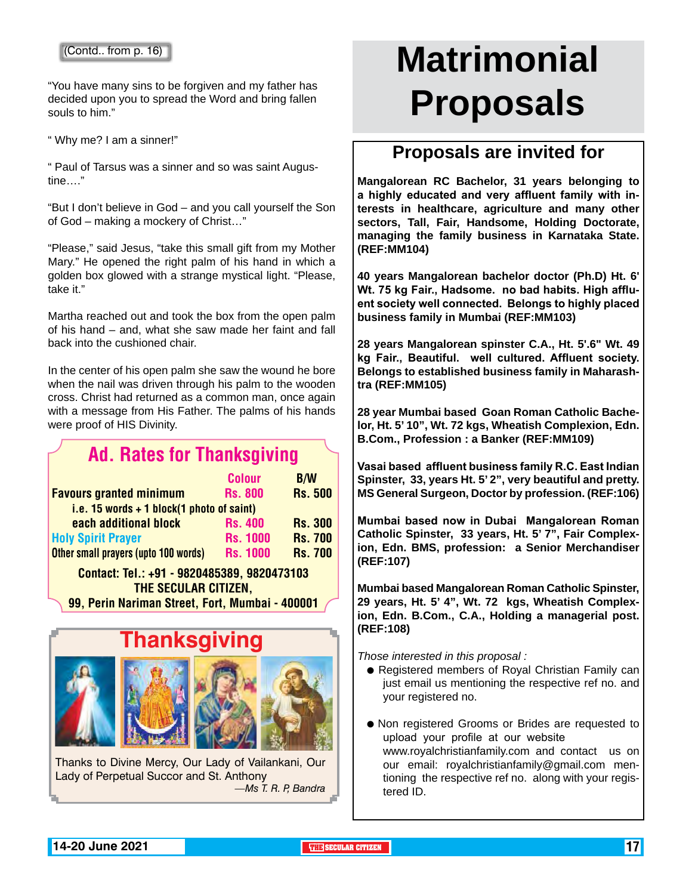(Contd.. from p. 16)

"You have many sins to be forgiven and my father has decided upon you to spread the Word and bring fallen souls to him."

" Why me? I am a sinner!"

" Paul of Tarsus was a sinner and so was saint Augustine…."

"But I don't believe in God – and you call yourself the Son of God – making a mockery of Christ…"

"Please," said Jesus, "take this small gift from my Mother Mary." He opened the right palm of his hand in which a golden box glowed with a strange mystical light. "Please, take it."

Martha reached out and took the box from the open palm of his hand – and, what she saw made her faint and fall back into the cushioned chair.

In the center of his open palm she saw the wound he bore when the nail was driven through his palm to the wooden cross. Christ had returned as a common man, once again with a message from His Father. The palms of his hands were proof of HIS Divinity.

## Ad. Rates for Thanksgiving

| | Colour | B/W |
|---|---|---|
| Favours granted minimum | Rs. 800 | Rs. 500 |
| i.e. 15 words + 1 block(1 photo of saint) | | |
| each additional block | Rs. 400 | Rs. 300 |
| Holy Spirit Prayer | Rs. 1000 | Rs. 700 |
| Other small prayers (upto 100 words) | Rs. 1000 | Rs. 700 |

Contact: Tel.: +91 - 9820485389, 9820473103
THE SECULAR CITIZEN,
99, Perin Nariman Street, Fort, Mumbai - 400001

## Thanksgiving

Thanks to Divine Mercy, Our Lady of Vailankani, Our Lady of Perpetual Succor and St. Anthony

*—Ms T. R. P, Bandra*

# Matrimonial Proposals

## Proposals are invited for

**Mangalorean RC Bachelor, 31 years belonging to a highly educated and very affluent family with interests in healthcare, agriculture and many other sectors, Tall, Fair, Handsome, Holding Doctorate, managing the family business in Karnataka State. (REF:MM104)**

**40 years Mangalorean bachelor doctor (Ph.D) Ht. 6' Wt. 75 kg Fair., Hadsome. no bad habits. High affluent society well connected. Belongs to highly placed business family in Mumbai (REF:MM103)**

**28 years Mangalorean spinster C.A., Ht. 5'.6" Wt. 49 kg Fair., Beautiful. well cultured. Affluent society. Belongs to established business family in Maharashtra (REF:MM105)**

**28 year Mumbai based Goan Roman Catholic Bachelor, Ht. 5' 10", Wt. 72 kgs, Wheatish Complexion, Edn. B.Com., Profession : a Banker (REF:MM109)**

**Vasai based affluent business family R.C. East Indian Spinster, 33, years Ht. 5' 2", very beautiful and pretty. MS General Surgeon, Doctor by profession. (REF:106)**

**Mumbai based now in Dubai Mangalorean Roman Catholic Spinster, 33 years, Ht. 5' 7", Fair Complexion, Edn. BMS, profession: a Senior Merchandiser (REF:107)**

**Mumbai based Mangalorean Roman Catholic Spinster, 29 years, Ht. 5' 4", Wt. 72 kgs, Wheatish Complexion, Edn. B.Com., C.A., Holding a managerial post. (REF:108)**

*Those interested in this proposal :*

- Registered members of Royal Christian Family can just email us mentioning the respective ref no. and your registered no.
- Non registered Grooms or Brides are requested to upload your profile at our website www.royalchristianfamily.com and contact us on our email: royalchristianfamily@gmail.com mentioning the respective ref no. along with your registered ID.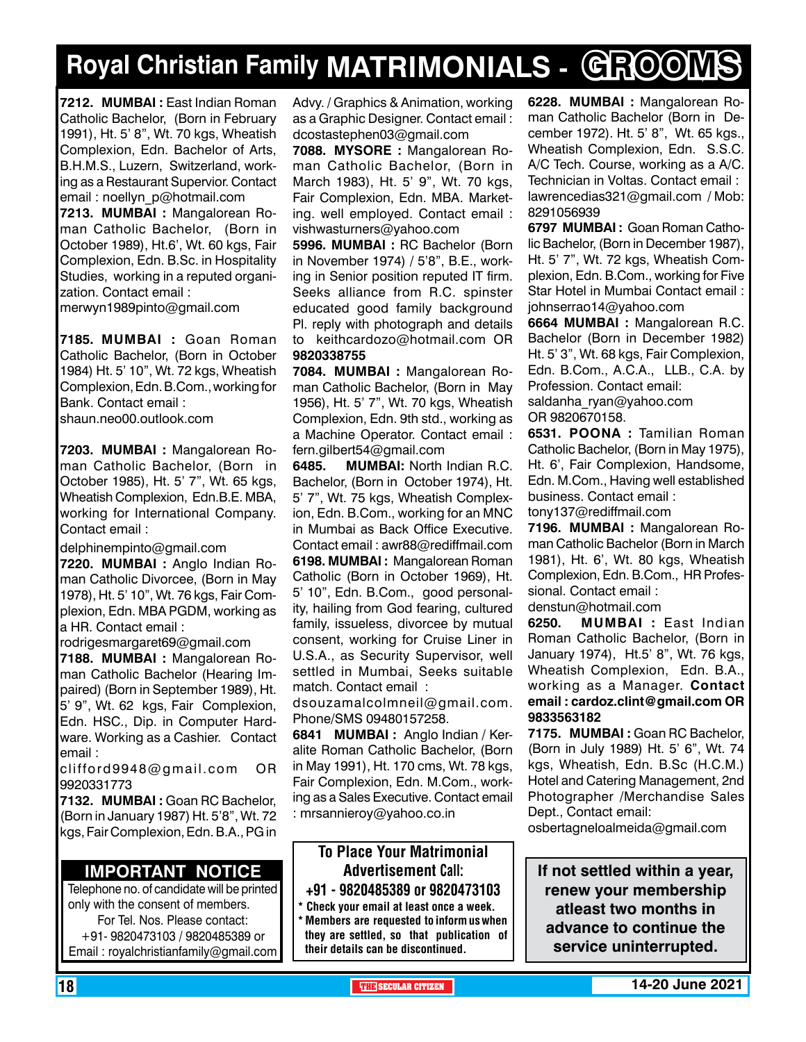# Royal Christian Family MATRIMONIALS - GROOMS

**7212. MUMBAI :** East Indian Roman Catholic Bachelor, (Born in February 1991), Ht. 5' 8", Wt. 70 kgs, Wheatish Complexion, Edn. Bachelor of Arts, B.H.M.S., Luzern, Switzerland, working as a Restaurant Supervior. Contact email : noellyn_p@hotmail.com

**7213. MUMBAI :** Mangalorean Roman Catholic Bachelor, (Born in October 1989), Ht.6', Wt. 60 kgs, Fair Complexion, Edn. B.Sc. in Hospitality Studies, working in a reputed organization. Contact email : merwyn1989pinto@gmail.com

**7185. MUMBAI :** Goan Roman Catholic Bachelor, (Born in October 1984) Ht. 5' 10", Wt. 72 kgs, Wheatish Complexion, Edn. B.Com., working for Bank. Contact email : shaun.neo00.outlook.com

**7203. MUMBAI :** Mangalorean Roman Catholic Bachelor, (Born in October 1985), Ht. 5' 7", Wt. 65 kgs, Wheatish Complexion, Edn.B.E. MBA, working for International Company. Contact email : delphinempinto@gmail.com

**7220. MUMBAI :** Anglo Indian Roman Catholic Divorcee, (Born in May 1978), Ht. 5' 10", Wt. 76 kgs, Fair Complexion, Edn. MBA PGDM, working as a HR. Contact email : rodrigesmargaret69@gmail.com

**7188. MUMBAI :** Mangalorean Roman Catholic Bachelor (Hearing Impaired) (Born in September 1989), Ht. 5' 9", Wt. 62 kgs, Fair Complexion, Edn. HSC., Dip. in Computer Hardware. Working as a Cashier. Contact email : clifford9948@gmail.com OR 9920331773

**7132. MUMBAI :** Goan RC Bachelor, (Born in January 1987) Ht. 5'8", Wt. 72 kgs, Fair Complexion, Edn. B.A., PG in Advy. / Graphics & Animation, working as a Graphic Designer. Contact email : dcostastephen03@gmail.com

**7088. MYSORE :** Mangalorean Roman Catholic Bachelor, (Born in March 1983), Ht. 5' 9", Wt. 70 kgs, Fair Complexion, Edn. MBA. Marketing. well employed. Contact email : vishwasturners@yahoo.com

**5996. MUMBAI :** RC Bachelor (Born in November 1974) / 5'8", B.E., working in Senior position reputed IT firm. Seeks alliance from R.C. spinster educated good family background Pl. reply with photograph and details to keithcardozo@hotmail.com OR **9820338755**

**7084. MUMBAI :** Mangalorean Roman Catholic Bachelor, (Born in May 1956), Ht. 5' 7", Wt. 70 kgs, Wheatish Complexion, Edn. 9th std., working as a Machine Operator. Contact email : fern.gilbert54@gmail.com

**6485. MUMBAI:** North Indian R.C. Bachelor, (Born in October 1974), Ht. 5' 7", Wt. 75 kgs, Wheatish Complexion, Edn. B.Com., working for an MNC in Mumbai as Back Office Executive. Contact email : awr88@rediffmail.com

**6198. MUMBAI :** Mangalorean Roman Catholic (Born in October 1969), Ht. 5' 10", Edn. B.Com., good personality, hailing from God fearing, cultured family, issueless, divorcee by mutual consent, working for Cruise Liner in U.S.A., as Security Supervisor, well settled in Mumbai, Seeks suitable match. Contact email : dsouzamalcolmneil@gmail.com. Phone/SMS 09480157258.

**6841 MUMBAI :** Anglo Indian / Keralite Roman Catholic Bachelor, (Born in May 1991), Ht. 170 cms, Wt. 78 kgs, Fair Complexion, Edn. M.Com., working as a Sales Executive. Contact email : mrsannieroy@yahoo.co.in

**6228. MUMBAI :** Mangalorean Roman Catholic Bachelor (Born in December 1972). Ht. 5' 8", Wt. 65 kgs., Wheatish Complexion, Edn. S.S.C. A/C Tech. Course, working as a A/C. Technician in Voltas. Contact email : lawrencedias321@gmail.com / Mob: 8291056939

**6797 MUMBAI :** Goan Roman Catholic Bachelor, (Born in December 1987), Ht. 5' 7", Wt. 72 kgs, Wheatish Complexion, Edn. B.Com., working for Five Star Hotel in Mumbai Contact email : johnserrao14@yahoo.com

**6664 MUMBAI :** Mangalorean R.C. Bachelor (Born in December 1982) Ht. 5' 3", Wt. 68 kgs, Fair Complexion, Edn. B.Com., A.C.A., LLB., C.A. by Profession. Contact email: saldanha_ryan@yahoo.com OR 9820670158.

**6531. POONA :** Tamilian Roman Catholic Bachelor, (Born in May 1975), Ht. 6', Fair Complexion, Handsome, Edn. M.Com., Having well established business. Contact email : tony137@rediffmail.com

**7196. MUMBAI :** Mangalorean Roman Catholic Bachelor (Born in March 1981), Ht. 6', Wt. 80 kgs, Wheatish Complexion, Edn. B.Com., HR Professional. Contact email : denstun@hotmail.com

**6250. MUMBAI :** East Indian Roman Catholic Bachelor, (Born in January 1974), Ht.5' 8", Wt. 76 kgs, Wheatish Complexion, Edn. B.A., working as a Manager. **Contact email : cardoz.clint@gmail.com OR 9833563182**

**7175. MUMBAI :** Goan RC Bachelor, (Born in July 1989) Ht. 5' 6", Wt. 74 kgs, Wheatish, Edn. B.Sc (H.C.M.) Hotel and Catering Management, 2nd Photographer /Merchandise Sales Dept., Contact email: osbertagneloalmeida@gmail.com

## IMPORTANT NOTICE

Telephone no. of candidate will be printed only with the consent of members. For Tel. Nos. Please contact: +91- 9820473103 / 9820485389 or Email : royalchristianfamily@gmail.com

**To Place Your Matrimonial Advertisement Call: +91 - 9820485389 or 9820473103**

* Check your email at least once a week.
* Members are requested to inform us when they are settled, so that publication of their details can be discontinued.

**If not settled within a year, renew your membership atleast two months in advance to continue the service uninterrupted.**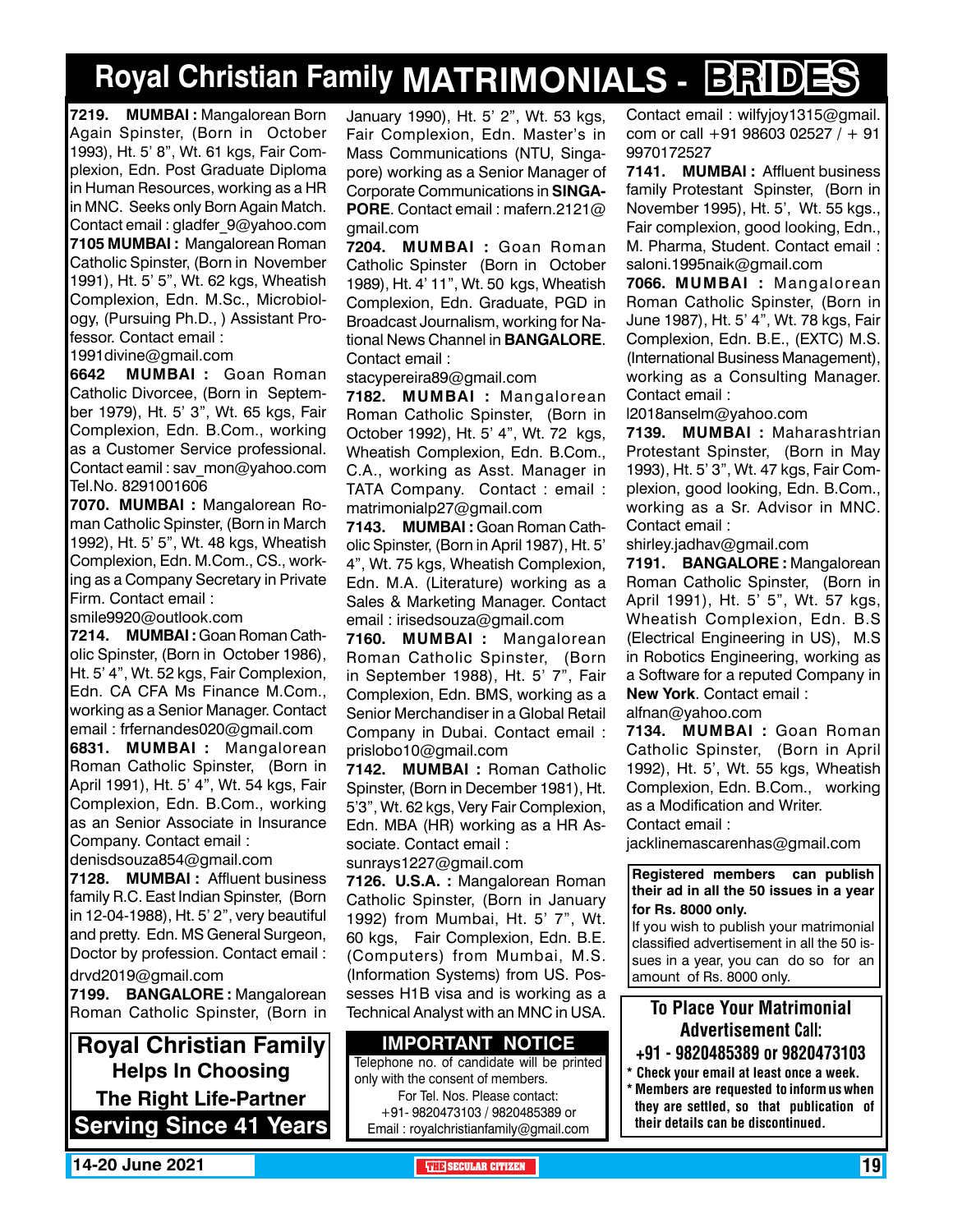# Royal Christian Family MATRIMONIALS - BRIDES

**7219. MUMBAI :** Mangalorean Born Again Spinster, (Born in October 1993), Ht. 5' 8", Wt. 61 kgs, Fair Complexion, Edn. Post Graduate Diploma in Human Resources, working as a HR in MNC. Seeks only Born Again Match. Contact email : gladfer_9@yahoo.com

**7105 MUMBAI :** Mangalorean Roman Catholic Spinster, (Born in November 1991), Ht. 5' 5", Wt. 62 kgs, Wheatish Complexion, Edn. M.Sc., Microbiology, (Pursuing Ph.D., ) Assistant Professor. Contact email : 1991divine@gmail.com

**6642 MUMBAI :** Goan Roman Catholic Divorcee, (Born in September 1979), Ht. 5' 3", Wt. 65 kgs, Fair Complexion, Edn. B.Com., working as a Customer Service professional. Contact eamil : sav_mon@yahoo.com Tel.No. 8291001606

**7070. MUMBAI :** Mangalorean Roman Catholic Spinster, (Born in March 1992), Ht. 5' 5", Wt. 48 kgs, Wheatish Complexion, Edn. M.Com., CS., working as a Company Secretary in Private Firm. Contact email : smile9920@outlook.com

**7214. MUMBAI :** Goan Roman Catholic Spinster, (Born in October 1986), Ht. 5' 4", Wt. 52 kgs, Fair Complexion, Edn. CA CFA Ms Finance M.Com., working as a Senior Manager. Contact email : frfernandes020@gmail.com

**6831. MUMBAI :** Mangalorean Roman Catholic Spinster, (Born in April 1991), Ht. 5' 4", Wt. 54 kgs, Fair Complexion, Edn. B.Com., working as an Senior Associate in Insurance Company. Contact email : denisdsouza854@gmail.com

**7128. MUMBAI :** Affluent business family R.C. East Indian Spinster, (Born in 12-04-1988), Ht. 5' 2", very beautiful and pretty. Edn. MS General Surgeon, Doctor by profession. Contact email : drvd2019@gmail.com

**7199. BANGALORE :** Mangalorean Roman Catholic Spinster, (Born in January 1990), Ht. 5' 2", Wt. 53 kgs, Fair Complexion, Edn. Master's in Mass Communications (NTU, Singapore) working as a Senior Manager of Corporate Communications in **SINGAPORE**. Contact email : mafern.2121@gmail.com

**7204. MUMBAI :** Goan Roman Catholic Spinster (Born in October 1989), Ht. 4' 11", Wt. 50 kgs, Wheatish Complexion, Edn. Graduate, PGD in Broadcast Journalism, working for National News Channel in **BANGALORE**. Contact email : stacypereira89@gmail.com

**7182. MUMBAI :** Mangalorean Roman Catholic Spinster, (Born in October 1992), Ht. 5' 4", Wt. 72 kgs, Wheatish Complexion, Edn. B.Com., C.A., working as Asst. Manager in TATA Company. Contact : email : matrimonialp27@gmail.com

**7143. MUMBAI :** Goan Roman Catholic Spinster, (Born in April 1987), Ht. 5' 4", Wt. 75 kgs, Wheatish Complexion, Edn. M.A. (Literature) working as a Sales & Marketing Manager. Contact email : irisedsouza@gmail.com

**7160. MUMBAI :** Mangalorean Roman Catholic Spinster, (Born in September 1988), Ht. 5' 7", Fair Complexion, Edn. BMS, working as a Senior Merchandiser in a Global Retail Company in Dubai. Contact email : prislobo10@gmail.com

**7142. MUMBAI :** Roman Catholic Spinster, (Born in December 1981), Ht. 5'3", Wt. 62 kgs, Very Fair Complexion, Edn. MBA (HR) working as a HR Associate. Contact email : sunrays1227@gmail.com

**7126. U.S.A. :** Mangalorean Roman Catholic Spinster, (Born in January 1992) from Mumbai, Ht. 5' 7", Wt. 60 kgs, Fair Complexion, Edn. B.E. (Computers) from Mumbai, M.S. (Information Systems) from US. Possesses H1B visa and is working as a Technical Analyst with an MNC in USA. Contact email : wilfyjoy1315@gmail.com or call +91 98603 02527 / + 91 9970172527

**7141. MUMBAI :** Affluent business family Protestant Spinster, (Born in November 1995), Ht. 5', Wt. 55 kgs., Fair complexion, good looking, Edn., M. Pharma, Student. Contact email : saloni.1995naik@gmail.com

**7066. MUMBAI :** Mangalorean Roman Catholic Spinster, (Born in June 1987), Ht. 5' 4", Wt. 78 kgs, Fair Complexion, Edn. B.E., (EXTC) M.S. (International Business Management), working as a Consulting Manager. Contact email : l2018anselm@yahoo.com

**7139. MUMBAI :** Maharashtrian Protestant Spinster, (Born in May 1993), Ht. 5' 3", Wt. 47 kgs, Fair Complexion, good looking, Edn. B.Com., working as a Sr. Advisor in MNC. Contact email : shirley.jadhav@gmail.com

**7191. BANGALORE :** Mangalorean Roman Catholic Spinster, (Born in April 1991), Ht. 5' 5", Wt. 57 kgs, Wheatish Complexion, Edn. B.S (Electrical Engineering in US), M.S in Robotics Engineering, working as a Software for a reputed Company in **New York**. Contact email : alfnan@yahoo.com

**7134. MUMBAI :** Goan Roman Catholic Spinster, (Born in April 1992), Ht. 5', Wt. 55 kgs, Wheatish Complexion, Edn. B.Com., working as a Modification and Writer. Contact email : jacklinemascarenhas@gmail.com

**Royal Christian Family**
**Helps In Choosing**
**The Right Life-Partner**
**Serving Since 41 Years**

**IMPORTANT NOTICE**

Telephone no. of candidate will be printed only with the consent of members.
For Tel. Nos. Please contact:
+91- 9820473103 / 9820485389 or
Email : royalchristianfamily@gmail.com

**Registered members can publish their ad in all the 50 issues in a year for Rs. 8000 only.**
If you wish to publish your matrimonial classified advertisement in all the 50 issues in a year, you can do so for an amount of Rs. 8000 only.

**To Place Your Matrimonial Advertisement Call:**
**+91 - 9820485389 or 9820473103**

- **Check your email at least once a week.**
- **Members are requested to inform us when they are settled, so that publication of their details can be discontinued.**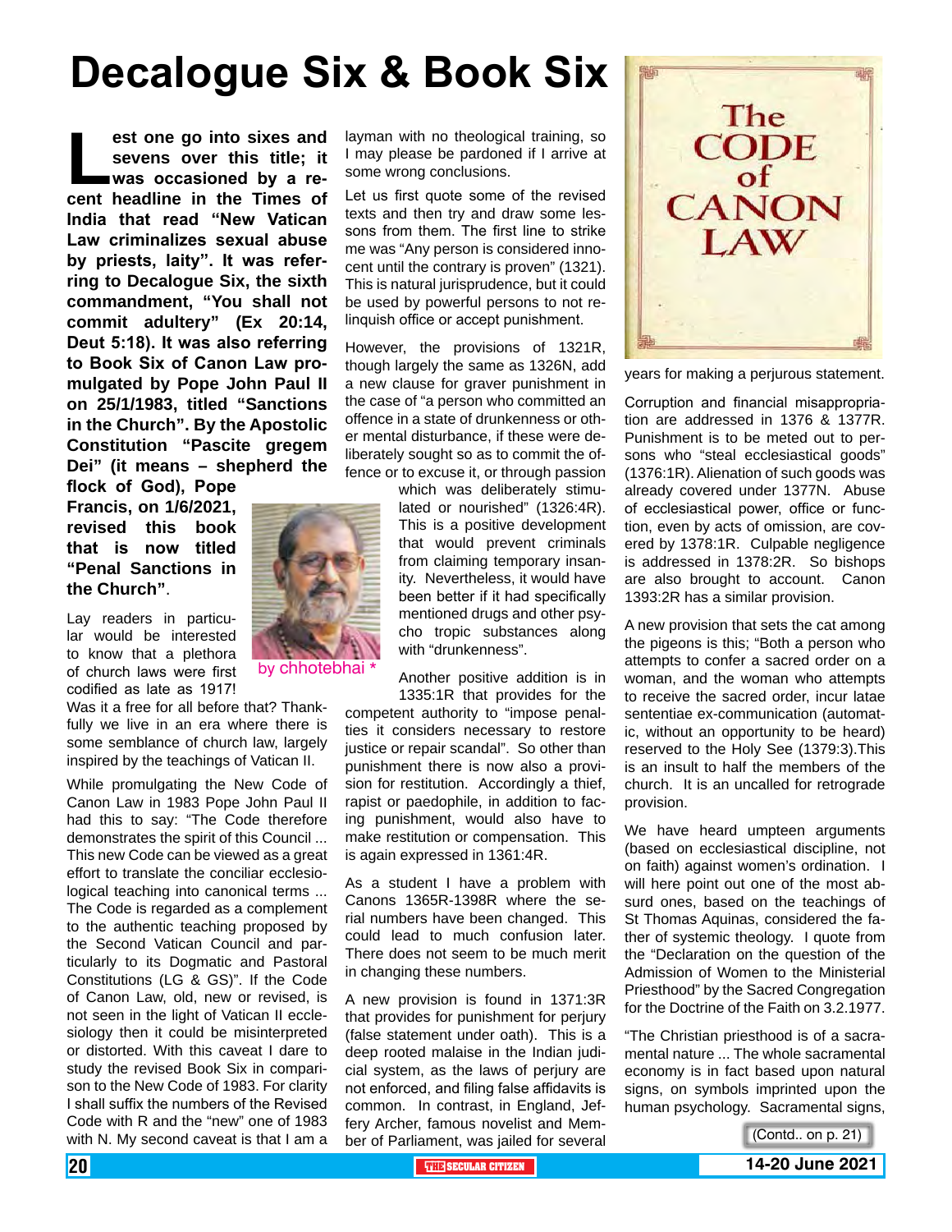# Decalogue Six & Book Six

**Lest one go into sixes and sevens over this title; it was occasioned by a recent headline in the Times of India that read "New Vatican Law criminalizes sexual abuse by priests, laity". It was referring to Decalogue Six, the sixth commandment, "You shall not commit adultery" (Ex 20:14, Deut 5:18). It was also referring to Book Six of Canon Law promulgated by Pope John Paul II on 25/1/1983, titled "Sanctions in the Church". By the Apostolic Constitution "Pascite gregem Dei" (it means – shepherd the flock of God), Pope Francis, on 1/6/2021, revised this book that is now titled "Penal Sanctions in the Church".**

by chhotebhai *

Lay readers in particular would be interested to know that a plethora of church laws were first codified as late as 1917! Was it a free for all before that? Thankfully we live in an era where there is some semblance of church law, largely inspired by the teachings of Vatican II.

While promulgating the New Code of Canon Law in 1983 Pope John Paul II had this to say: "The Code therefore demonstrates the spirit of this Council ... This new Code can be viewed as a great effort to translate the conciliar ecclesiological teaching into canonical terms ... The Code is regarded as a complement to the authentic teaching proposed by the Second Vatican Council and particularly to its Dogmatic and Pastoral Constitutions (LG & GS)". If the Code of Canon Law, old, new or revised, is not seen in the light of Vatican II ecclesiology then it could be misinterpreted or distorted. With this caveat I dare to study the revised Book Six in comparison to the New Code of 1983. For clarity I shall suffix the numbers of the Revised Code with R and the "new" one of 1983 with N. My second caveat is that I am a layman with no theological training, so I may please be pardoned if I arrive at some wrong conclusions.

Let us first quote some of the revised texts and then try and draw some lessons from them. The first line to strike me was "Any person is considered innocent until the contrary is proven" (1321). This is natural jurisprudence, but it could be used by powerful persons to not relinquish office or accept punishment.

However, the provisions of 1321R, though largely the same as 1326N, add a new clause for graver punishment in the case of "a person who committed an offence in a state of drunkenness or other mental disturbance, if these were deliberately sought so as to commit the offence or to excuse it, or through passion which was deliberately stimulated or nourished" (1326:4R). This is a positive development that would prevent criminals from claiming temporary insanity. Nevertheless, it would have been better if it had specifically mentioned drugs and other psycho tropic substances along with "drunkenness".

Another positive addition is in 1335:1R that provides for the competent authority to "impose penalties it considers necessary to restore justice or repair scandal". So other than punishment there is now also a provision for restitution. Accordingly a thief, rapist or paedophile, in addition to facing punishment, would also have to make restitution or compensation. This is again expressed in 1361:4R.

As a student I have a problem with Canons 1365R-1398R where the serial numbers have been changed. This could lead to much confusion later. There does not seem to be much merit in changing these numbers.

A new provision is found in 1371:3R that provides for punishment for perjury (false statement under oath). This is a deep rooted malaise in the Indian judicial system, as the laws of perjury are not enforced, and filing false affidavits is common. In contrast, in England, Jeffery Archer, famous novelist and Member of Parliament, was jailed for several years for making a perjurous statement.

Corruption and financial misappropriation are addressed in 1376 & 1377R. Punishment is to be meted out to persons who "steal ecclesiastical goods" (1376:1R). Alienation of such goods was already covered under 1377N. Abuse of ecclesiastical power, office or function, even by acts of omission, are covered by 1378:1R. Culpable negligence is addressed in 1378:2R. So bishops are also brought to account. Canon 1393:2R has a similar provision.

A new provision that sets the cat among the pigeons is this; "Both a person who attempts to confer a sacred order on a woman, and the woman who attempts to receive the sacred order, incur latae sententiae ex-communication (automatic, without an opportunity to be heard) reserved to the Holy See (1379:3).This is an insult to half the members of the church. It is an uncalled for retrograde provision.

We have heard umpteen arguments (based on ecclesiastical discipline, not on faith) against women's ordination. I will here point out one of the most absurd ones, based on the teachings of St Thomas Aquinas, considered the father of systemic theology. I quote from the "Declaration on the question of the Admission of Women to the Ministerial Priesthood" by the Sacred Congregation for the Doctrine of the Faith on 3.2.1977.

"The Christian priesthood is of a sacramental nature ... The whole sacramental economy is in fact based upon natural signs, on symbols imprinted upon the human psychology. Sacramental signs,

(Contd.. on p. 21)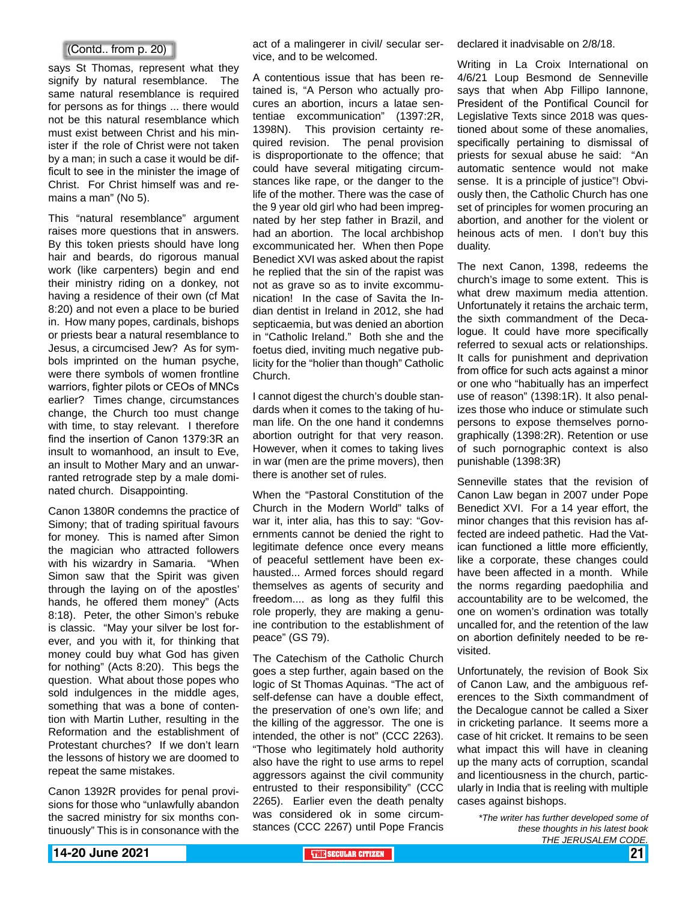(Contd.. from p. 20)

says St Thomas, represent what they signify by natural resemblance. The same natural resemblance is required for persons as for things ... there would not be this natural resemblance which must exist between Christ and his minister if the role of Christ were not taken by a man; in such a case it would be difficult to see in the minister the image of Christ. For Christ himself was and remains a man" (No 5).

This "natural resemblance" argument raises more questions that in answers. By this token priests should have long hair and beards, do rigorous manual work (like carpenters) begin and end their ministry riding on a donkey, not having a residence of their own (cf Mat 8:20) and not even a place to be buried in. How many popes, cardinals, bishops or priests bear a natural resemblance to Jesus, a circumcised Jew? As for symbols imprinted on the human psyche, were there symbols of women frontline warriors, fighter pilots or CEOs of MNCs earlier? Times change, circumstances change, the Church too must change with time, to stay relevant. I therefore find the insertion of Canon 1379:3R an insult to womanhood, an insult to Eve, an insult to Mother Mary and an unwarranted retrograde step by a male dominated church. Disappointing.

Canon 1380R condemns the practice of Simony; that of trading spiritual favours for money. This is named after Simon the magician who attracted followers with his wizardry in Samaria. "When Simon saw that the Spirit was given through the laying on of the apostles' hands, he offered them money" (Acts 8:18). Peter, the other Simon's rebuke is classic. "May your silver be lost forever, and you with it, for thinking that money could buy what God has given for nothing" (Acts 8:20). This begs the question. What about those popes who sold indulgences in the middle ages, something that was a bone of contention with Martin Luther, resulting in the Reformation and the establishment of Protestant churches? If we don't learn the lessons of history we are doomed to repeat the same mistakes.

Canon 1392R provides for penal provisions for those who "unlawfully abandon the sacred ministry for six months continuously" This is in consonance with the act of a malingerer in civil/ secular service, and to be welcomed.

A contentious issue that has been retained is, "A Person who actually procures an abortion, incurs a latae sententiae excommunication" (1397:2R, 1398N). This provision certainty required revision. The penal provision is disproportionate to the offence; that could have several mitigating circumstances like rape, or the danger to the life of the mother. There was the case of the 9 year old girl who had been impregnated by her step father in Brazil, and had an abortion. The local archbishop excommunicated her. When then Pope Benedict XVI was asked about the rapist he replied that the sin of the rapist was not as grave so as to invite excommunication! In the case of Savita the Indian dentist in Ireland in 2012, she had septicaemia, but was denied an abortion in "Catholic Ireland." Both she and the foetus died, inviting much negative publicity for the "holier than though" Catholic Church.

I cannot digest the church's double standards when it comes to the taking of human life. On the one hand it condemns abortion outright for that very reason. However, when it comes to taking lives in war (men are the prime movers), then there is another set of rules.

When the "Pastoral Constitution of the Church in the Modern World" talks of war, inter alia, has this to say: "Governments cannot be denied the right to legitimate defence once every means of peaceful settlement have been exhausted... Armed forces should regard themselves as agents of security and freedom.... as long as they fulfil this role properly, they are making a genuine contribution to the establishment of peace" (GS 79).

The Catechism of the Catholic Church goes a step further, again based on the logic of St Thomas Aquinas. "The act of self-defense can have a double effect, the preservation of one's own life; and the killing of the aggressor. The one is intended, the other is not" (CCC 2263). "Those who legitimately hold authority also have the right to use arms to repel aggressors against the civil community entrusted to their responsibility" (CCC 2265). Earlier even the death penalty was considered ok in some circumstances (CCC 2267) until Pope Francis declared it inadvisable on 2/8/18.

Writing in La Croix International on 4/6/21 Loup Besmond de Senneville says that when Abp Fillipo Iannone, President of the Pontifical Council for Legislative Texts since 2018 was questioned about some of these anomalies, specifically pertaining to dismissal of priests for sexual abuse he said: "An automatic sentence would not make sense. It is a principle of justice"! Obviously then, the Catholic Church has one set of principles for women procuring an abortion, and another for the violent or heinous acts of men. I don't buy this duality.

The next Canon, 1398, redeems the church's image to some extent. This is what drew maximum media attention. Unfortunately it retains the archaic term, the sixth commandment of the Decalogue. It could have more specifically referred to sexual acts or relationships. It calls for punishment and deprivation from office for such acts against a minor or one who "habitually has an imperfect use of reason" (1398:1R). It also penalizes those who induce or stimulate such persons to expose themselves pornographically (1398:2R). Retention or use of such pornographic context is also punishable (1398:3R)

Senneville states that the revision of Canon Law began in 2007 under Pope Benedict XVI. For a 14 year effort, the minor changes that this revision has affected are indeed pathetic. Had the Vatican functioned a little more efficiently, like a corporate, these changes could have been affected in a month. While the norms regarding paedophilia and accountability are to be welcomed, the one on women's ordination was totally uncalled for, and the retention of the law on abortion definitely needed to be revisited.

Unfortunately, the revision of Book Six of Canon Law, and the ambiguous references to the Sixth commandment of the Decalogue cannot be called a Sixer in cricketing parlance. It seems more a case of hit cricket. It remains to be seen what impact this will have in cleaning up the many acts of corruption, scandal and licentiousness in the church, particularly in India that is reeling with multiple cases against bishops.

*\*The writer has further developed some of these thoughts in his latest book THE JERUSALEM CODE.*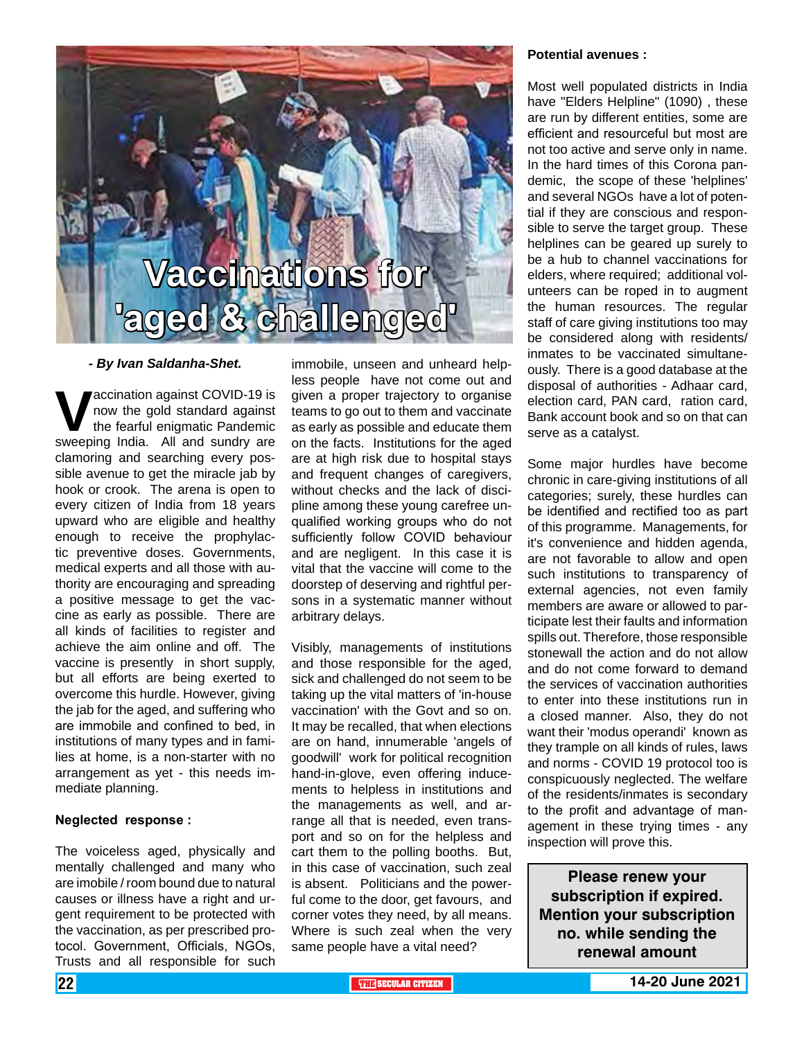# Vaccinations for 'aged & challenged'

*- By Ivan Saldanha-Shet.*

Vaccination against COVID-19 is now the gold standard against the fearful enigmatic Pandemic sweeping India. All and sundry are clamoring and searching every possible avenue to get the miracle jab by hook or crook. The arena is open to every citizen of India from 18 years upward who are eligible and healthy enough to receive the prophylactic preventive doses. Governments, medical experts and all those with authority are encouraging and spreading a positive message to get the vaccine as early as possible. There are all kinds of facilities to register and achieve the aim online and off. The vaccine is presently in short supply, but all efforts are being exerted to overcome this hurdle. However, giving the jab for the aged, and suffering who are immobile and confined to bed, in institutions of many types and in families at home, is a non-starter with no arrangement as yet - this needs immediate planning.

**Neglected response :**

The voiceless aged, physically and mentally challenged and many who are imobile / room bound due to natural causes or illness have a right and urgent requirement to be protected with the vaccination, as per prescribed protocol. Government, Officials, NGOs, Trusts and all responsible for such immobile, unseen and unheard helpless people have not come out and given a proper trajectory to organise teams to go out to them and vaccinate as early as possible and educate them on the facts. Institutions for the aged are at high risk due to hospital stays and frequent changes of caregivers, without checks and the lack of discipline among these young carefree unqualified working groups who do not sufficiently follow COVID behaviour and are negligent. In this case it is vital that the vaccine will come to the doorstep of deserving and rightful persons in a systematic manner without arbitrary delays.

Visibly, managements of institutions and those responsible for the aged, sick and challenged do not seem to be taking up the vital matters of 'in-house vaccination' with the Govt and so on. It may be recalled, that when elections are on hand, innumerable 'angels of goodwill' work for political recognition hand-in-glove, even offering inducements to helpless in institutions and the managements as well, and arrange all that is needed, even transport and so on for the helpless and cart them to the polling booths. But, in this case of vaccination, such zeal is absent. Politicians and the powerful come to the door, get favours, and corner votes they need, by all means. Where is such zeal when the very same people have a vital need?

**Potential avenues :**

Most well populated districts in India have "Elders Helpline" (1090) , these are run by different entities, some are efficient and resourceful but most are not too active and serve only in name. In the hard times of this Corona pandemic, the scope of these 'helplines' and several NGOs have a lot of potential if they are conscious and responsible to serve the target group. These helplines can be geared up surely to be a hub to channel vaccinations for elders, where required; additional volunteers can be roped in to augment the human resources. The regular staff of care giving institutions too may be considered along with residents/ inmates to be vaccinated simultaneously. There is a good database at the disposal of authorities - Adhaar card, election card, PAN card, ration card, Bank account book and so on that can serve as a catalyst.

Some major hurdles have become chronic in care-giving institutions of all categories; surely, these hurdles can be identified and rectified too as part of this programme. Managements, for it's convenience and hidden agenda, are not favorable to allow and open such institutions to transparency of external agencies, not even family members are aware or allowed to participate lest their faults and information spills out. Therefore, those responsible stonewall the action and do not allow and do not come forward to demand the services of vaccination authorities to enter into these institutions run in a closed manner. Also, they do not want their 'modus operandi' known as they trample on all kinds of rules, laws and norms - COVID 19 protocol too is conspicuously neglected. The welfare of the residents/inmates is secondary to the profit and advantage of management in these trying times - any inspection will prove this.

**Please renew your subscription if expired. Mention your subscription no. while sending the renewal amount**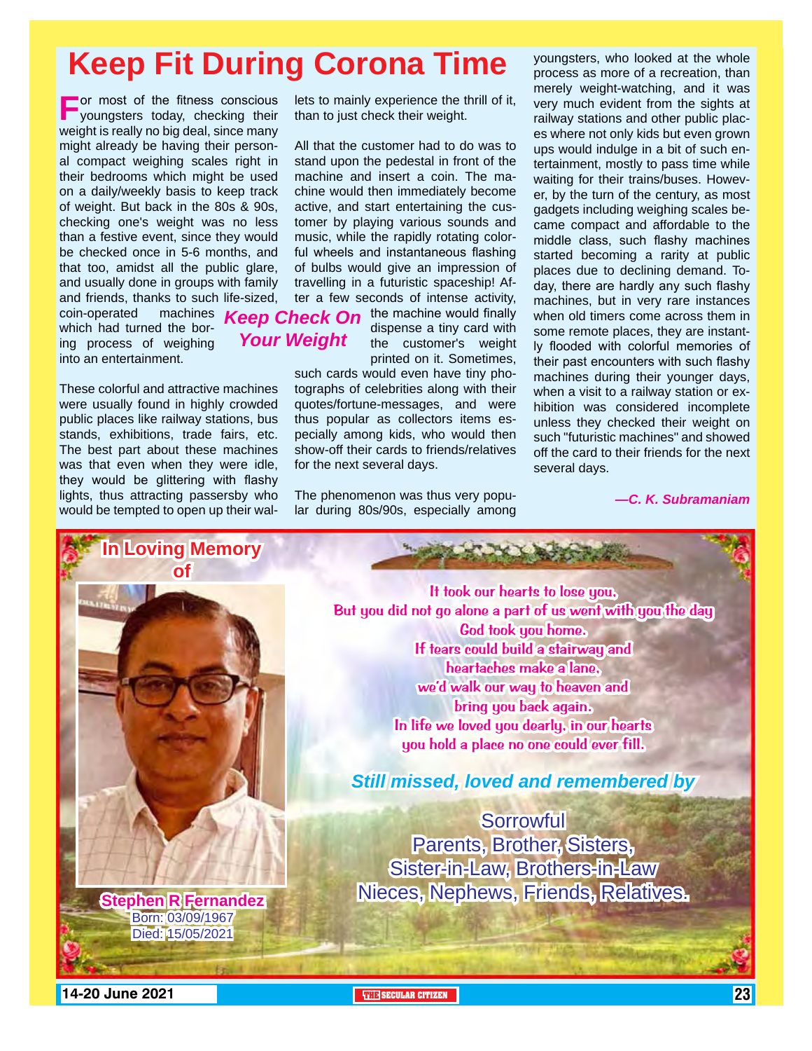# Keep Fit During Corona Time

For most of the fitness conscious youngsters today, checking their weight is really no big deal, since many might already be having their personal compact weighing scales right in their bedrooms which might be used on a daily/weekly basis to keep track of weight. But back in the 80s & 90s, checking one's weight was no less than a festive event, since they would be checked once in 5-6 months, and that too, amidst all the public glare, and usually done in groups with family and friends, thanks to such life-sized, coin-operated machines which had turned the boring process of weighing into an entertainment.

## Keep Check On Your Weight

These colorful and attractive machines were usually found in highly crowded public places like railway stations, bus stands, exhibitions, trade fairs, etc. The best part about these machines was that even when they were idle, they would be glittering with flashy lights, thus attracting passersby who would be tempted to open up their wallets to mainly experience the thrill of it, than to just check their weight.

All that the customer had to do was to stand upon the pedestal in front of the machine and insert a coin. The machine would then immediately become active, and start entertaining the customer by playing various sounds and music, while the rapidly rotating colorful wheels and instantaneous flashing of bulbs would give an impression of travelling in a futuristic spaceship! After a few seconds of intense activity, the machine would finally dispense a tiny card with the customer's weight printed on it. Sometimes, such cards would even have tiny photographs of celebrities along with their quotes/fortune-messages, and were thus popular as collectors items especially among kids, who would then show-off their cards to friends/relatives for the next several days.

The phenomenon was thus very popular during 80s/90s, especially among youngsters, who looked at the whole process as more of a recreation, than merely weight-watching, and it was very much evident from the sights at railway stations and other public places where not only kids but even grown ups would indulge in a bit of such entertainment, mostly to pass time while waiting for their trains/buses. However, by the turn of the century, as most gadgets including weighing scales became compact and affordable to the middle class, such flashy machines started becoming a rarity at public places due to declining demand. Today, there are hardly any such flashy machines, but in very rare instances when old timers come across them in some remote places, they are instantly flooded with colorful memories of their past encounters with such flashy machines during their younger days, when a visit to a railway station or exhibition was considered incomplete unless they checked their weight on such "futuristic machines" and showed off the card to their friends for the next several days.

*—C. K. Subramaniam*

---

**In Loving Memory of**

**Stephen R Fernandez**

Born: 03/09/1967

Died: 15/05/2021

It took our hearts to lose you,
But you did not go alone a part of us went with you the day
God took you home.
If tears could build a stairway and
heartaches make a lane,
we'd walk our way to heaven and
bring you back again.
In life we loved you dearly, in our hearts
you hold a place no one could ever fill.

*Still missed, loved and remembered by*

Sorrowful
Parents, Brother, Sisters,
Sister-in-Law, Brothers-in-Law
Nieces, Nephews, Friends, Relatives.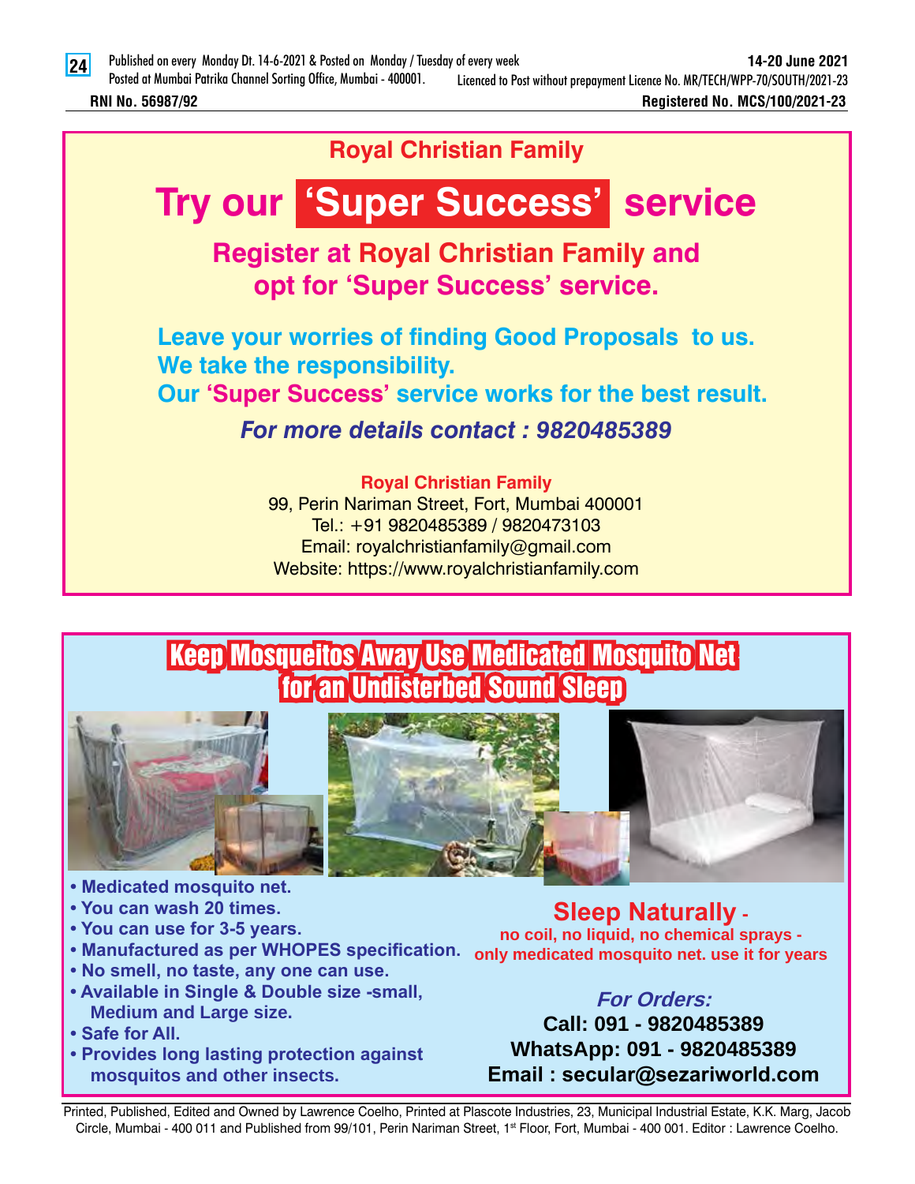## Royal Christian Family

# Try our 'Super Success' service

**Register at Royal Christian Family and opt for 'Super Success' service.**

**Leave your worries of finding Good Proposals to us.**
**We take the responsibility.**
**Our 'Super Success' service works for the best result.**

***For more details contact : 9820485389***

**Royal Christian Family**
99, Perin Nariman Street, Fort, Mumbai 400001
Tel.: +91 9820485389 / 9820473103
Email: royalchristianfamily@gmail.com
Website: https://www.royalchristianfamily.com

## Keep Mosqueitos Away Use Medicated Mosquito Net for an Undisterbed Sound Sleep

- **Medicated mosquito net.**
- **You can wash 20 times.**
- **You can use for 3-5 years.**
- **Manufactured as per WHOPES specification.**
- **No smell, no taste, any one can use.**
- **Available in Single & Double size -small, Medium and Large size.**
- **Safe for All.**
- **Provides long lasting protection against mosquitos and other insects.**

**Sleep Naturally -**
**no coil, no liquid, no chemical sprays - only medicated mosquito net. use it for years**

***For Orders:***
**Call: 091 - 9820485389**
**WhatsApp: 091 - 9820485389**
**Email : secular@sezariworld.com**

Printed, Published, Edited and Owned by Lawrence Coelho, Printed at Plascote Industries, 23, Municipal Industrial Estate, K.K. Marg, Jacob Circle, Mumbai - 400 011 and Published from 99/101, Perin Nariman Street, 1st Floor, Fort, Mumbai - 400 001. Editor : Lawrence Coelho.